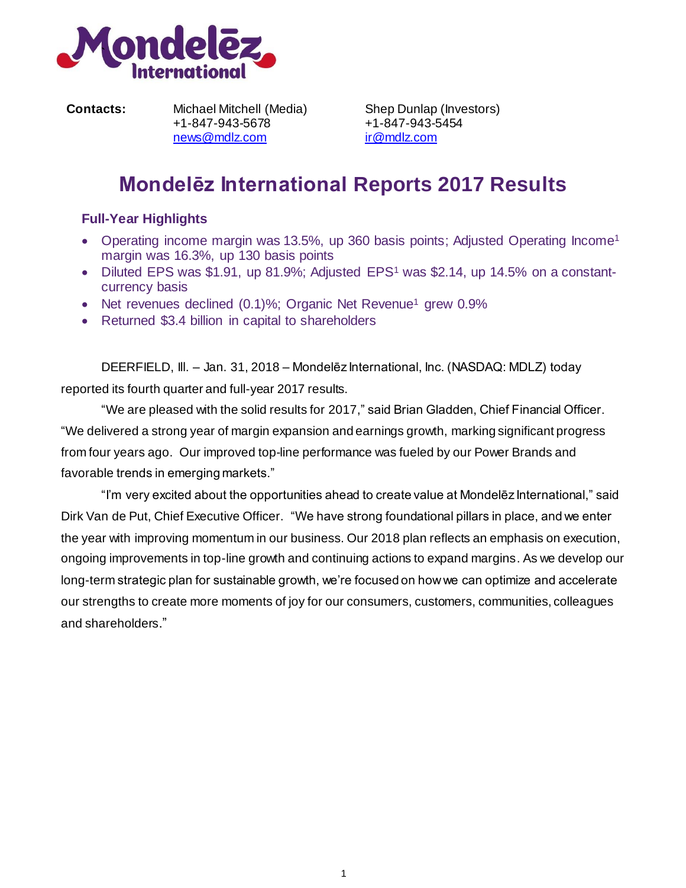**Contacts:** Michael Mitchell (Media)
+1-847-943-5678
news@mdlz.com

Shep Dunlap (Investors)
+1-847-943-5454
ir@mdlz.com

# Mondelēz International Reports 2017 Results

### Full-Year Highlights

- Operating income margin was 13.5%, up 360 basis points; Adjusted Operating Income[1] margin was 16.3%, up 130 basis points
- Diluted EPS was $1.91, up 81.9%; Adjusted EPS[1] was $2.14, up 14.5% on a constant-currency basis
- Net revenues declined (0.1)%; Organic Net Revenue[1] grew 0.9%
- Returned $3.4 billion in capital to shareholders

DEERFIELD, Ill. – Jan. 31, 2018 – Mondelēz International, Inc. (NASDAQ: MDLZ) today reported its fourth quarter and full-year 2017 results.

"We are pleased with the solid results for 2017," said Brian Gladden, Chief Financial Officer. "We delivered a strong year of margin expansion and earnings growth, marking significant progress from four years ago. Our improved top-line performance was fueled by our Power Brands and favorable trends in emerging markets."

"I'm very excited about the opportunities ahead to create value at Mondelēz International," said Dirk Van de Put, Chief Executive Officer. "We have strong foundational pillars in place, and we enter the year with improving momentum in our business. Our 2018 plan reflects an emphasis on execution, ongoing improvements in top-line growth and continuing actions to expand margins. As we develop our long-term strategic plan for sustainable growth, we're focused on how we can optimize and accelerate our strengths to create more moments of joy for our consumers, customers, communities, colleagues and shareholders."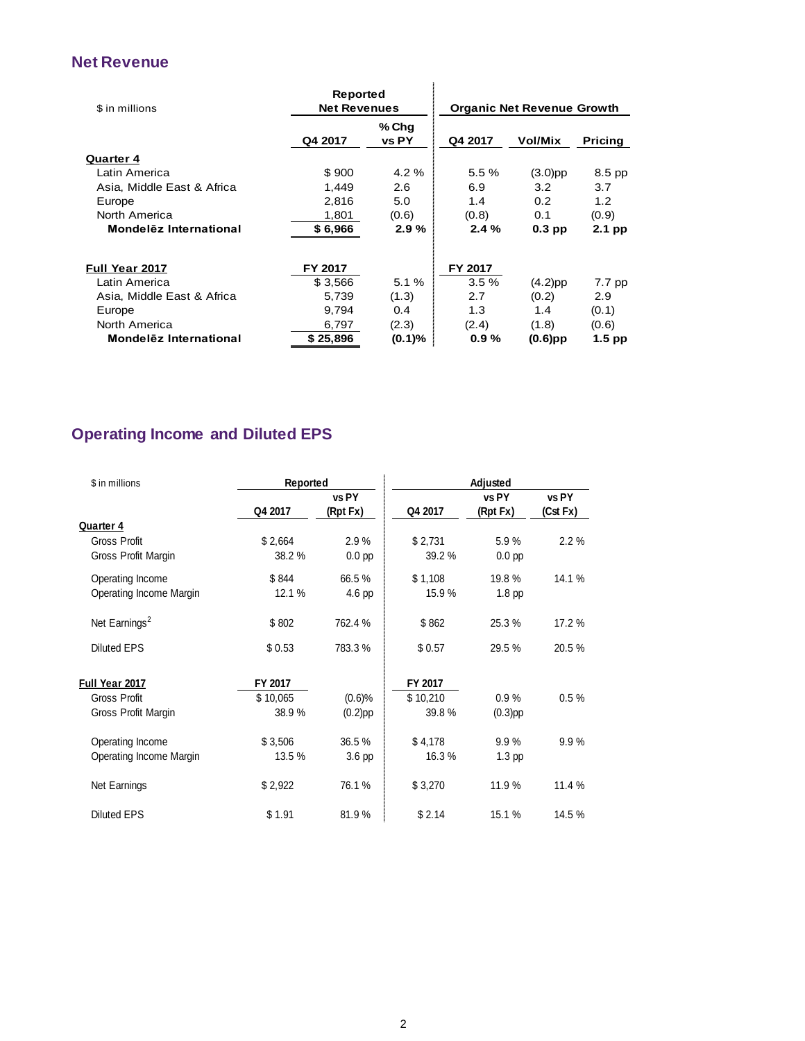## Net Revenue

| $ in millions | Reported Net Revenues | | Organic Net Revenue Growth | | |
|---|---|---|---|---|---|
| | Q4 2017 | % Chg vs PY | Q4 2017 | Vol/Mix | Pricing |
| **Quarter 4** | | | | | |
| Latin America | $ 900 | 4.2 % | 5.5 % | (3.0)pp | 8.5 pp |
| Asia, Middle East & Africa | 1,449 | 2.6 | 6.9 | 3.2 | 3.7 |
| Europe | 2,816 | 5.0 | 1.4 | 0.2 | 1.2 |
| North America | 1,801 | (0.6) | (0.8) | 0.1 | (0.9) |
| **Mondelēz International** | **$ 6,966** | **2.9 %** | **2.4 %** | **0.3 pp** | **2.1 pp** |
| | | | | | |
| **Full Year 2017** | **FY 2017** | | **FY 2017** | | |
| Latin America | $ 3,566 | 5.1 % | 3.5 % | (4.2)pp | 7.7 pp |
| Asia, Middle East & Africa | 5,739 | (1.3) | 2.7 | (0.2) | 2.9 |
| Europe | 9,794 | 0.4 | 1.3 | 1.4 | (0.1) |
| North America | 6,797 | (2.3) | (2.4) | (1.8) | (0.6) |
| **Mondelēz International** | **$ 25,896** | **(0.1)%** | **0.9 %** | **(0.6)pp** | **1.5 pp** |

## Operating Income and Diluted EPS

| $ in millions | Reported | | Adjusted | | |
|---|---|---|---|---|---|
| | Q4 2017 | vs PY (Rpt Fx) | Q4 2017 | vs PY (Rpt Fx) | vs PY (Cst Fx) |
| **Quarter 4** | | | | | |
| Gross Profit | $ 2,664 | 2.9 % | $ 2,731 | 5.9 % | 2.2 % |
| Gross Profit Margin | 38.2 % | 0.0 pp | 39.2 % | 0.0 pp | |
| Operating Income | $ 844 | 66.5 % | $ 1,108 | 19.8 % | 14.1 % |
| Operating Income Margin | 12.1 % | 4.6 pp | 15.9 % | 1.8 pp | |
| Net Earnings[2] | $ 802 | 762.4 % | $ 862 | 25.3 % | 17.2 % |
| Diluted EPS | $ 0.53 | 783.3 % | $ 0.57 | 29.5 % | 20.5 % |
| | | | | | |
| **Full Year 2017** | **FY 2017** | | **FY 2017** | | |
| Gross Profit | $ 10,065 | (0.6)% | $ 10,210 | 0.9 % | 0.5 % |
| Gross Profit Margin | 38.9 % | (0.2)pp | 39.8 % | (0.3)pp | |
| Operating Income | $ 3,506 | 36.5 % | $ 4,178 | 9.9 % | 9.9 % |
| Operating Income Margin | 13.5 % | 3.6 pp | 16.3 % | 1.3 pp | |
| Net Earnings | $ 2,922 | 76.1 % | $ 3,270 | 11.9 % | 11.4 % |
| Diluted EPS | $ 1.91 | 81.9 % | $ 2.14 | 15.1 % | 14.5 % |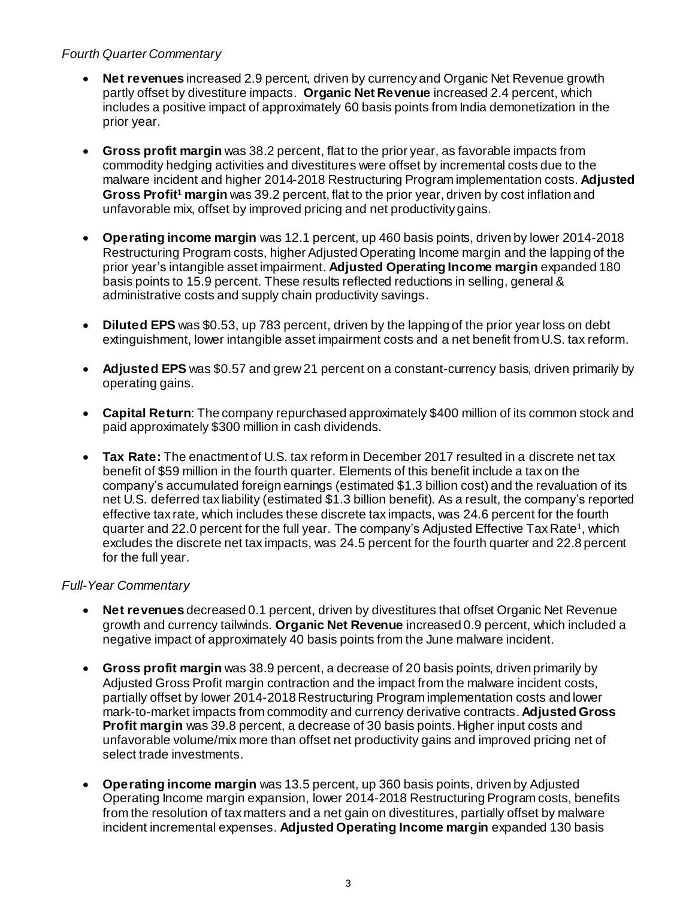*Fourth Quarter Commentary*

- **Net revenues** increased 2.9 percent, driven by currency and Organic Net Revenue growth partly offset by divestiture impacts. **Organic Net Revenue** increased 2.4 percent, which includes a positive impact of approximately 60 basis points from India demonetization in the prior year.

- **Gross profit margin** was 38.2 percent, flat to the prior year, as favorable impacts from commodity hedging activities and divestitures were offset by incremental costs due to the malware incident and higher 2014-2018 Restructuring Program implementation costs. **Adjusted Gross Profit[1] margin** was 39.2 percent, flat to the prior year, driven by cost inflation and unfavorable mix, offset by improved pricing and net productivity gains.

- **Operating income margin** was 12.1 percent, up 460 basis points, driven by lower 2014-2018 Restructuring Program costs, higher Adjusted Operating Income margin and the lapping of the prior year's intangible asset impairment. **Adjusted Operating Income margin** expanded 180 basis points to 15.9 percent. These results reflected reductions in selling, general & administrative costs and supply chain productivity savings.

- **Diluted EPS** was $0.53, up 783 percent, driven by the lapping of the prior year loss on debt extinguishment, lower intangible asset impairment costs and a net benefit from U.S. tax reform.

- **Adjusted EPS** was $0.57 and grew 21 percent on a constant-currency basis, driven primarily by operating gains.

- **Capital Return**: The company repurchased approximately $400 million of its common stock and paid approximately $300 million in cash dividends.

- **Tax Rate:** The enactment of U.S. tax reform in December 2017 resulted in a discrete net tax benefit of $59 million in the fourth quarter. Elements of this benefit include a tax on the company's accumulated foreign earnings (estimated $1.3 billion cost) and the revaluation of its net U.S. deferred tax liability (estimated $1.3 billion benefit). As a result, the company's reported effective tax rate, which includes these discrete tax impacts, was 24.6 percent for the fourth quarter and 22.0 percent for the full year. The company's Adjusted Effective Tax Rate[1], which excludes the discrete net tax impacts, was 24.5 percent for the fourth quarter and 22.8 percent for the full year.

*Full-Year Commentary*

- **Net revenues** decreased 0.1 percent, driven by divestitures that offset Organic Net Revenue growth and currency tailwinds. **Organic Net Revenue** increased 0.9 percent, which included a negative impact of approximately 40 basis points from the June malware incident.

- **Gross profit margin** was 38.9 percent, a decrease of 20 basis points, driven primarily by Adjusted Gross Profit margin contraction and the impact from the malware incident costs, partially offset by lower 2014-2018 Restructuring Program implementation costs and lower mark-to-market impacts from commodity and currency derivative contracts. **Adjusted Gross Profit margin** was 39.8 percent, a decrease of 30 basis points. Higher input costs and unfavorable volume/mix more than offset net productivity gains and improved pricing net of select trade investments.

- **Operating income margin** was 13.5 percent, up 360 basis points, driven by Adjusted Operating Income margin expansion, lower 2014-2018 Restructuring Program costs, benefits from the resolution of tax matters and a net gain on divestitures, partially offset by malware incident incremental expenses. **Adjusted Operating Income margin** expanded 130 basis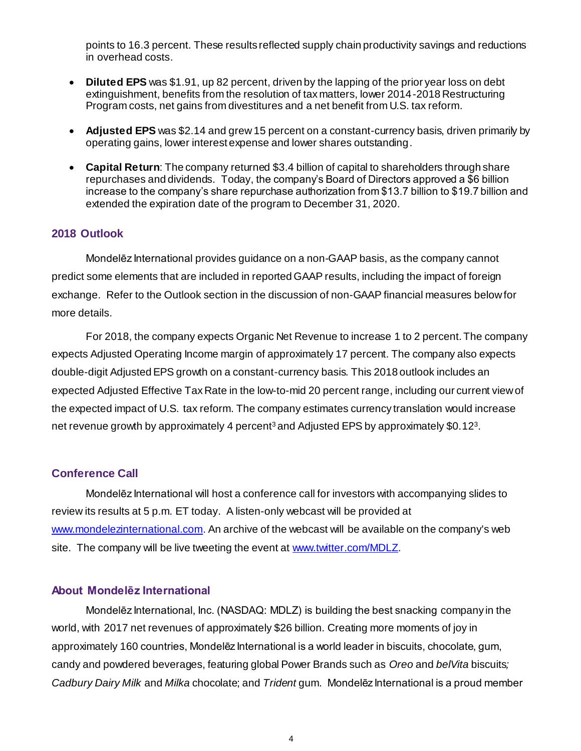points to 16.3 percent. These results reflected supply chain productivity savings and reductions in overhead costs.

- **Diluted EPS** was $1.91, up 82 percent, driven by the lapping of the prior year loss on debt extinguishment, benefits from the resolution of tax matters, lower 2014-2018 Restructuring Program costs, net gains from divestitures and a net benefit from U.S. tax reform.

- **Adjusted EPS** was $2.14 and grew 15 percent on a constant-currency basis, driven primarily by operating gains, lower interest expense and lower shares outstanding.

- **Capital Return**: The company returned $3.4 billion of capital to shareholders through share repurchases and dividends. Today, the company's Board of Directors approved a $6 billion increase to the company's share repurchase authorization from $13.7 billion to $19.7 billion and extended the expiration date of the program to December 31, 2020.

## 2018 Outlook

Mondelēz International provides guidance on a non-GAAP basis, as the company cannot predict some elements that are included in reported GAAP results, including the impact of foreign exchange. Refer to the Outlook section in the discussion of non-GAAP financial measures below for more details.

For 2018, the company expects Organic Net Revenue to increase 1 to 2 percent. The company expects Adjusted Operating Income margin of approximately 17 percent. The company also expects double-digit Adjusted EPS growth on a constant-currency basis. This 2018 outlook includes an expected Adjusted Effective Tax Rate in the low-to-mid 20 percent range, including our current view of the expected impact of U.S. tax reform. The company estimates currency translation would increase net revenue growth by approximately 4 percent[3] and Adjusted EPS by approximately $0.12[3].

## Conference Call

Mondelēz International will host a conference call for investors with accompanying slides to review its results at 5 p.m. ET today. A listen-only webcast will be provided at www.mondelezinternational.com. An archive of the webcast will be available on the company's web site. The company will be live tweeting the event at www.twitter.com/MDLZ.

## About Mondelēz International

Mondelēz International, Inc. (NASDAQ: MDLZ) is building the best snacking company in the world, with 2017 net revenues of approximately $26 billion. Creating more moments of joy in approximately 160 countries, Mondelēz International is a world leader in biscuits, chocolate, gum, candy and powdered beverages, featuring global Power Brands such as *Oreo* and *belVita* biscuits; *Cadbury Dairy Milk* and *Milka* chocolate; and *Trident* gum. Mondelēz International is a proud member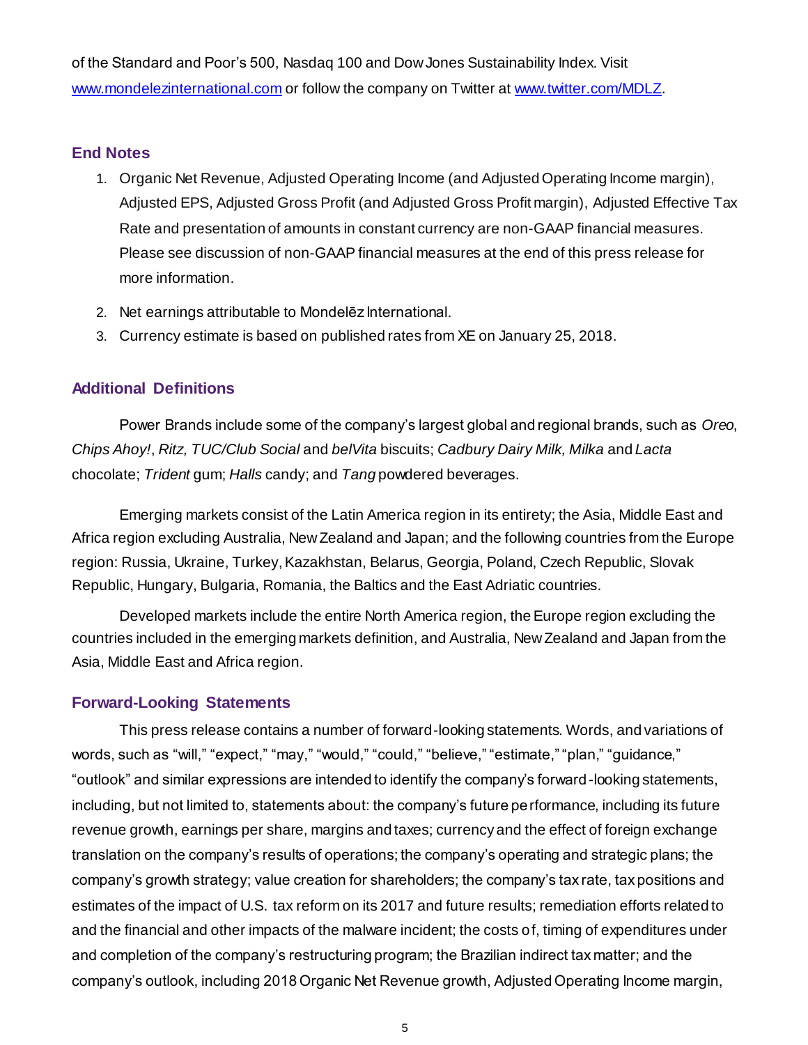of the Standard and Poor's 500, Nasdaq 100 and Dow Jones Sustainability Index. Visit [www.mondelezinternational.com](http://www.mondelezinternational.com) or follow the company on Twitter at [www.twitter.com/MDLZ](http://www.twitter.com/MDLZ).

## End Notes

1. Organic Net Revenue, Adjusted Operating Income (and Adjusted Operating Income margin), Adjusted EPS, Adjusted Gross Profit (and Adjusted Gross Profit margin), Adjusted Effective Tax Rate and presentation of amounts in constant currency are non-GAAP financial measures. Please see discussion of non-GAAP financial measures at the end of this press release for more information.
2. Net earnings attributable to Mondelēz International.
3. Currency estimate is based on published rates from XE on January 25, 2018.

## Additional Definitions

Power Brands include some of the company's largest global and regional brands, such as *Oreo*, *Chips Ahoy!*, *Ritz, TUC/Club Social* and *belVita* biscuits; *Cadbury Dairy Milk, Milka* and *Lacta* chocolate; *Trident* gum; *Halls* candy; and *Tang* powdered beverages.

Emerging markets consist of the Latin America region in its entirety; the Asia, Middle East and Africa region excluding Australia, New Zealand and Japan; and the following countries from the Europe region: Russia, Ukraine, Turkey, Kazakhstan, Belarus, Georgia, Poland, Czech Republic, Slovak Republic, Hungary, Bulgaria, Romania, the Baltics and the East Adriatic countries.

Developed markets include the entire North America region, the Europe region excluding the countries included in the emerging markets definition, and Australia, New Zealand and Japan from the Asia, Middle East and Africa region.

## Forward-Looking Statements

This press release contains a number of forward-looking statements. Words, and variations of words, such as "will," "expect," "may," "would," "could," "believe," "estimate," "plan," "guidance," "outlook" and similar expressions are intended to identify the company's forward-looking statements, including, but not limited to, statements about: the company's future performance, including its future revenue growth, earnings per share, margins and taxes; currency and the effect of foreign exchange translation on the company's results of operations; the company's operating and strategic plans; the company's growth strategy; value creation for shareholders; the company's tax rate, tax positions and estimates of the impact of U.S. tax reform on its 2017 and future results; remediation efforts related to and the financial and other impacts of the malware incident; the costs of, timing of expenditures under and completion of the company's restructuring program; the Brazilian indirect tax matter; and the company's outlook, including 2018 Organic Net Revenue growth, Adjusted Operating Income margin,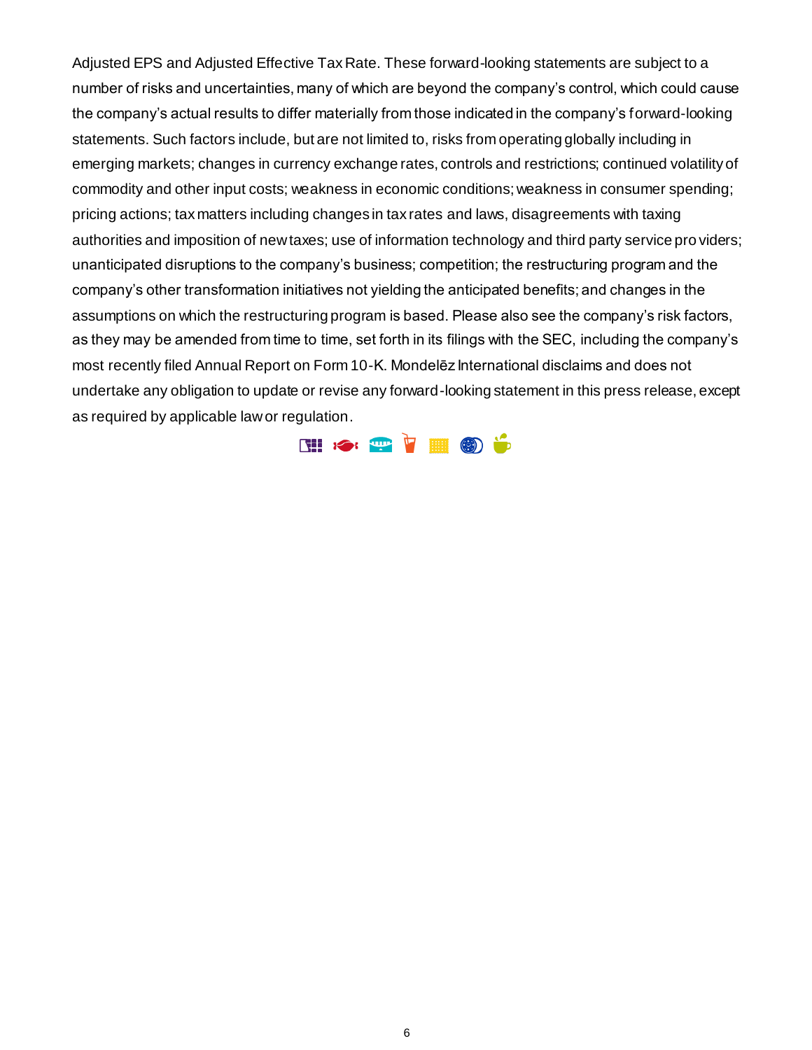Adjusted EPS and Adjusted Effective Tax Rate. These forward-looking statements are subject to a number of risks and uncertainties, many of which are beyond the company's control, which could cause the company's actual results to differ materially from those indicated in the company's forward-looking statements. Such factors include, but are not limited to, risks from operating globally including in emerging markets; changes in currency exchange rates, controls and restrictions; continued volatility of commodity and other input costs; weakness in economic conditions; weakness in consumer spending; pricing actions; tax matters including changes in tax rates and laws, disagreements with taxing authorities and imposition of new taxes; use of information technology and third party service providers; unanticipated disruptions to the company's business; competition; the restructuring program and the company's other transformation initiatives not yielding the anticipated benefits; and changes in the assumptions on which the restructuring program is based. Please also see the company's risk factors, as they may be amended from time to time, set forth in its filings with the SEC, including the company's most recently filed Annual Report on Form 10-K. Mondelēz International disclaims and does not undertake any obligation to update or revise any forward-looking statement in this press release, except as required by applicable law or regulation.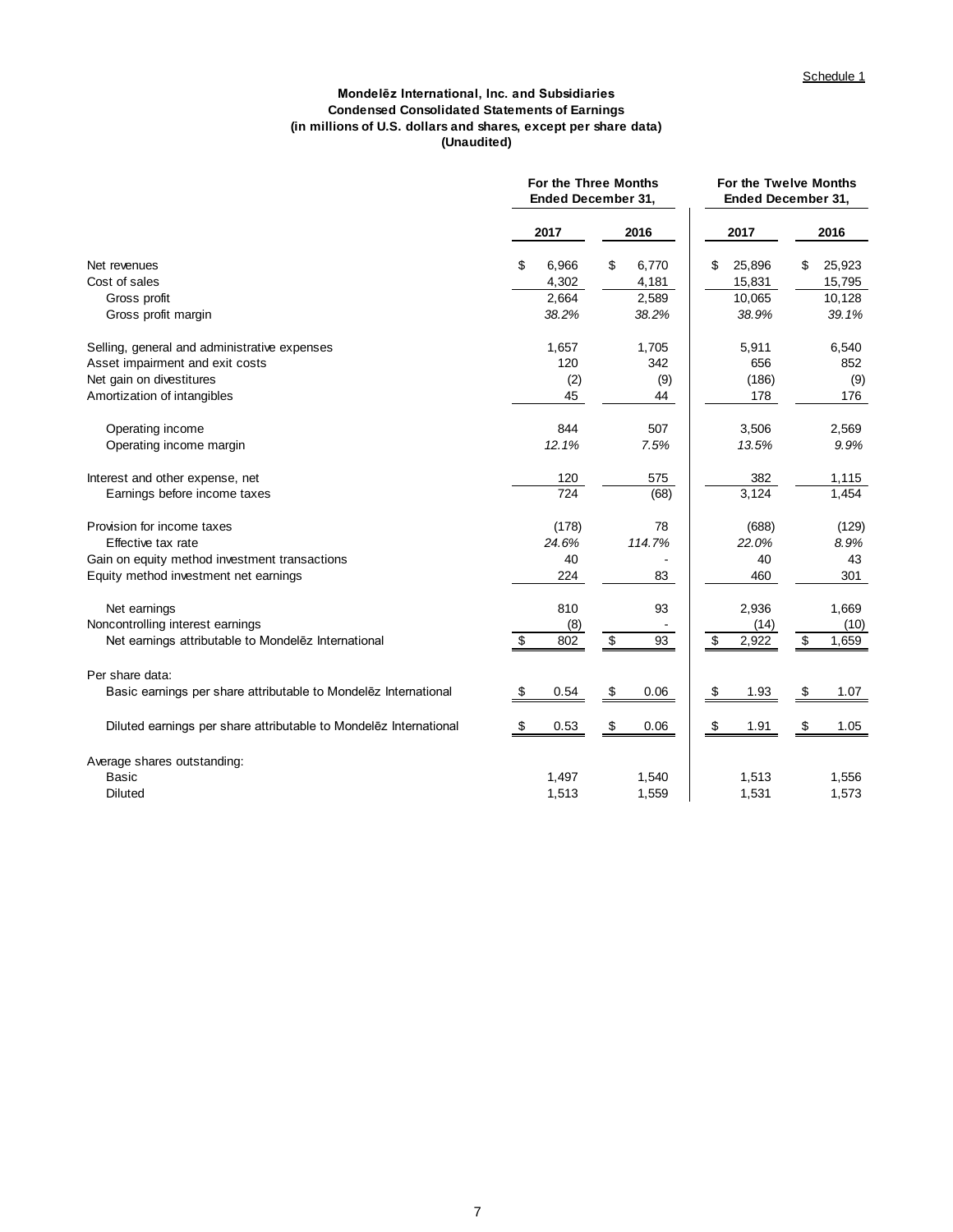Schedule 1

**Mondelēz International, Inc. and Subsidiaries**
**Condensed Consolidated Statements of Earnings**
**(in millions of U.S. dollars and shares, except per share data)**
**(Unaudited)**

| | For the Three Months Ended December 31, | | For the Twelve Months Ended December 31, | |
|---|---|---|---|---|
| | 2017 | 2016 | 2017 | 2016 |
| Net revenues | $ 6,966 | $ 6,770 | $ 25,896 | $ 25,923 |
| Cost of sales | 4,302 | 4,181 | 15,831 | 15,795 |
| Gross profit | 2,664 | 2,589 | 10,065 | 10,128 |
| Gross profit margin | *38.2%* | *38.2%* | *38.9%* | *39.1%* |
| | | | | |
| Selling, general and administrative expenses | 1,657 | 1,705 | 5,911 | 6,540 |
| Asset impairment and exit costs | 120 | 342 | 656 | 852 |
| Net gain on divestitures | (2) | (9) | (186) | (9) |
| Amortization of intangibles | 45 | 44 | 178 | 176 |
| | | | | |
| Operating income | 844 | 507 | 3,506 | 2,569 |
| Operating income margin | *12.1%* | *7.5%* | *13.5%* | *9.9%* |
| | | | | |
| Interest and other expense, net | 120 | 575 | 382 | 1,115 |
| Earnings before income taxes | 724 | (68) | 3,124 | 1,454 |
| | | | | |
| Provision for income taxes | (178) | 78 | (688) | (129) |
| Effective tax rate | *24.6%* | *114.7%* | *22.0%* | *8.9%* |
| Gain on equity method investment transactions | 40 | - | 40 | 43 |
| Equity method investment net earnings | 224 | 83 | 460 | 301 |
| | | | | |
| Net earnings | 810 | 93 | 2,936 | 1,669 |
| Noncontrolling interest earnings | (8) | - | (14) | (10) |
| Net earnings attributable to Mondelēz International | $ 802 | $ 93 | $ 2,922 | $ 1,659 |
| | | | | |
| Per share data: | | | | |
| Basic earnings per share attributable to Mondelēz International | $ 0.54 | $ 0.06 | $ 1.93 | $ 1.07 |
| | | | | |
| Diluted earnings per share attributable to Mondelēz International | $ 0.53 | $ 0.06 | $ 1.91 | $ 1.05 |
| | | | | |
| Average shares outstanding: | | | | |
| Basic | 1,497 | 1,540 | 1,513 | 1,556 |
| Diluted | 1,513 | 1,559 | 1,531 | 1,573 |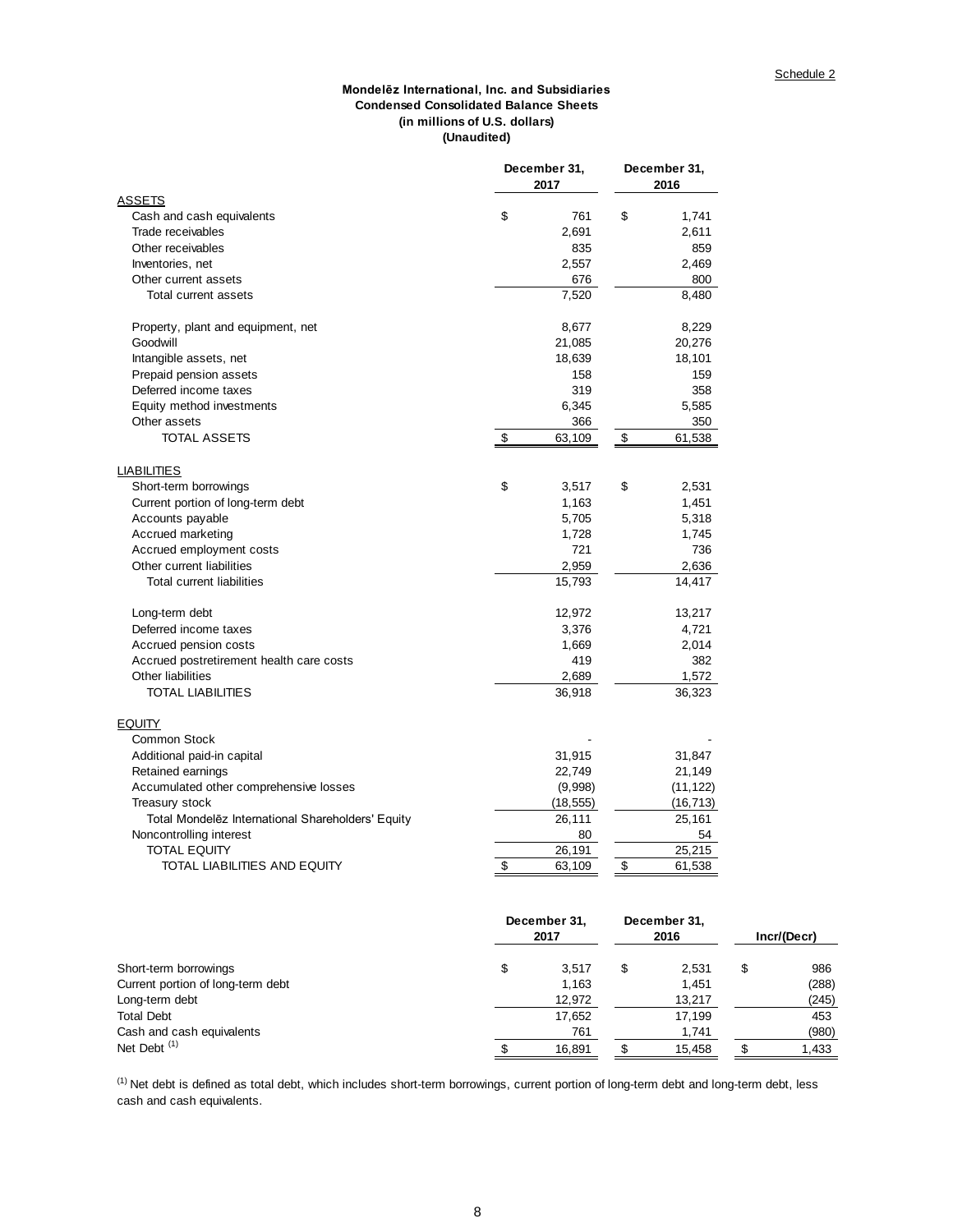Schedule 2

**Mondelēz International, Inc. and Subsidiaries**
**Condensed Consolidated Balance Sheets**
**(in millions of U.S. dollars)**
**(Unaudited)**

| | December 31, 2017 | December 31, 2016 |
|---|---|---|
| ASSETS | | |
| Cash and cash equivalents | $ 761 | $ 1,741 |
| Trade receivables | 2,691 | 2,611 |
| Other receivables | 835 | 859 |
| Inventories, net | 2,557 | 2,469 |
| Other current assets | 676 | 800 |
| Total current assets | 7,520 | 8,480 |
| | | |
| Property, plant and equipment, net | 8,677 | 8,229 |
| Goodwill | 21,085 | 20,276 |
| Intangible assets, net | 18,639 | 18,101 |
| Prepaid pension assets | 158 | 159 |
| Deferred income taxes | 319 | 358 |
| Equity method investments | 6,345 | 5,585 |
| Other assets | 366 | 350 |
| TOTAL ASSETS | $ 63,109 | $ 61,538 |
| | | |
| LIABILITIES | | |
| Short-term borrowings | $ 3,517 | $ 2,531 |
| Current portion of long-term debt | 1,163 | 1,451 |
| Accounts payable | 5,705 | 5,318 |
| Accrued marketing | 1,728 | 1,745 |
| Accrued employment costs | 721 | 736 |
| Other current liabilities | 2,959 | 2,636 |
| Total current liabilities | 15,793 | 14,417 |
| | | |
| Long-term debt | 12,972 | 13,217 |
| Deferred income taxes | 3,376 | 4,721 |
| Accrued pension costs | 1,669 | 2,014 |
| Accrued postretirement health care costs | 419 | 382 |
| Other liabilities | 2,689 | 1,572 |
| TOTAL LIABILITIES | 36,918 | 36,323 |
| | | |
| EQUITY | | |
| Common Stock | - | - |
| Additional paid-in capital | 31,915 | 31,847 |
| Retained earnings | 22,749 | 21,149 |
| Accumulated other comprehensive losses | (9,998) | (11,122) |
| Treasury stock | (18,555) | (16,713) |
| Total Mondelēz International Shareholders' Equity | 26,111 | 25,161 |
| Noncontrolling interest | 80 | 54 |
| TOTAL EQUITY | 26,191 | 25,215 |
| TOTAL LIABILITIES AND EQUITY | $ 63,109 | $ 61,538 |

| | December 31, 2017 | December 31, 2016 | Incr/(Decr) |
|---|---|---|---|
| Short-term borrowings | $ 3,517 | $ 2,531 | $ 986 |
| Current portion of long-term debt | 1,163 | 1,451 | (288) |
| Long-term debt | 12,972 | 13,217 | (245) |
| Total Debt | 17,652 | 17,199 | 453 |
| Cash and cash equivalents | 761 | 1,741 | (980) |
| Net Debt [(1)] | $ 16,891 | $ 15,458 | $ 1,433 |

[(1)] Net debt is defined as total debt, which includes short-term borrowings, current portion of long-term debt and long-term debt, less cash and cash equivalents.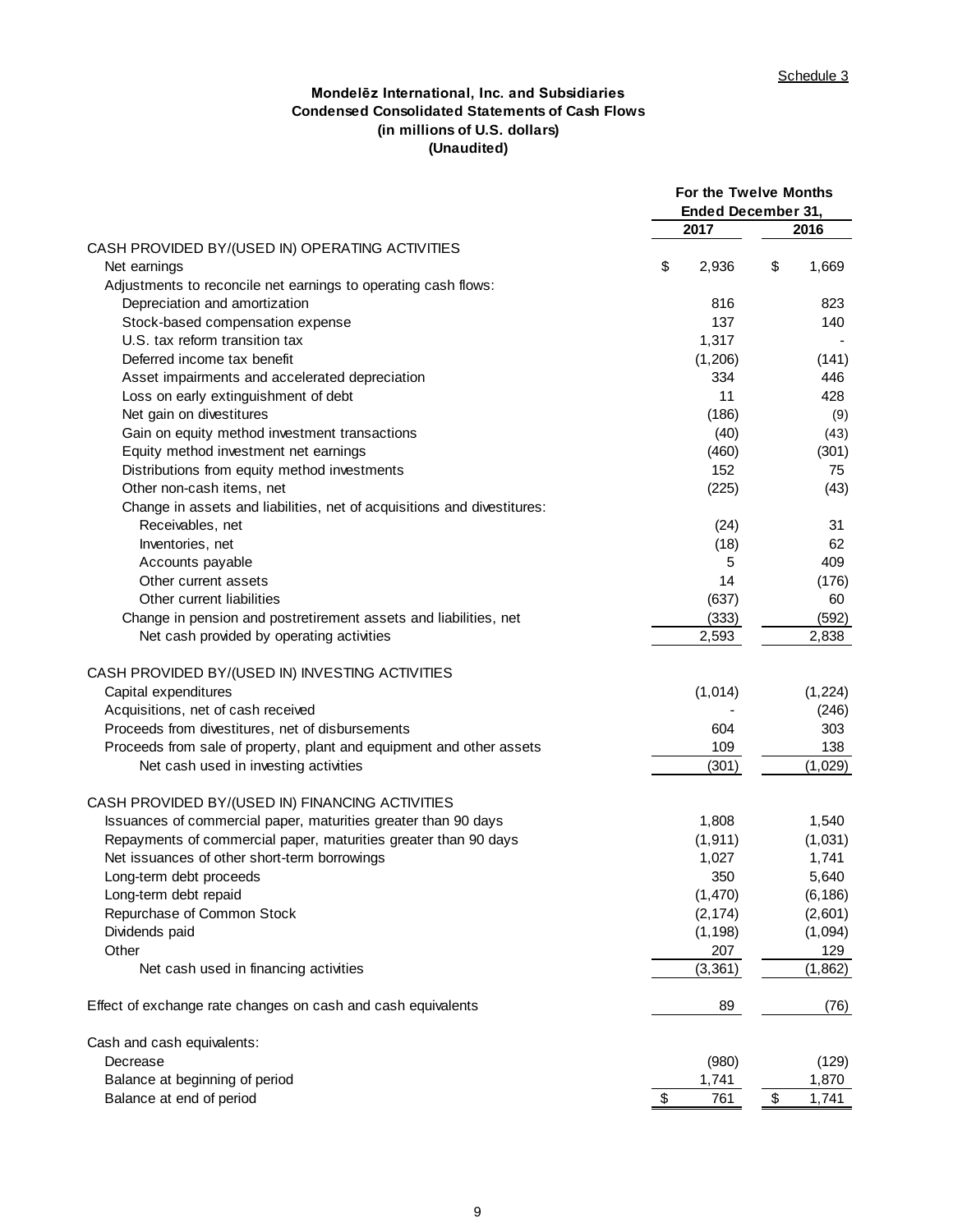Schedule 3

**Mondelēz International, Inc. and Subsidiaries**
**Condensed Consolidated Statements of Cash Flows**
**(in millions of U.S. dollars)**
**(Unaudited)**

| | For the Twelve Months Ended December 31, | |
|---|---|---|
| | 2017 | 2016 |
| CASH PROVIDED BY/(USED IN) OPERATING ACTIVITIES | | |
| Net earnings | $ 2,936 | $ 1,669 |
| Adjustments to reconcile net earnings to operating cash flows: | | |
| Depreciation and amortization | 816 | 823 |
| Stock-based compensation expense | 137 | 140 |
| U.S. tax reform transition tax | 1,317 | - |
| Deferred income tax benefit | (1,206) | (141) |
| Asset impairments and accelerated depreciation | 334 | 446 |
| Loss on early extinguishment of debt | 11 | 428 |
| Net gain on divestitures | (186) | (9) |
| Gain on equity method investment transactions | (40) | (43) |
| Equity method investment net earnings | (460) | (301) |
| Distributions from equity method investments | 152 | 75 |
| Other non-cash items, net | (225) | (43) |
| Change in assets and liabilities, net of acquisitions and divestitures: | | |
| Receivables, net | (24) | 31 |
| Inventories, net | (18) | 62 |
| Accounts payable | 5 | 409 |
| Other current assets | 14 | (176) |
| Other current liabilities | (637) | 60 |
| Change in pension and postretirement assets and liabilities, net | (333) | (592) |
| Net cash provided by operating activities | 2,593 | 2,838 |
| CASH PROVIDED BY/(USED IN) INVESTING ACTIVITIES | | |
| Capital expenditures | (1,014) | (1,224) |
| Acquisitions, net of cash received | - | (246) |
| Proceeds from divestitures, net of disbursements | 604 | 303 |
| Proceeds from sale of property, plant and equipment and other assets | 109 | 138 |
| Net cash used in investing activities | (301) | (1,029) |
| CASH PROVIDED BY/(USED IN) FINANCING ACTIVITIES | | |
| Issuances of commercial paper, maturities greater than 90 days | 1,808 | 1,540 |
| Repayments of commercial paper, maturities greater than 90 days | (1,911) | (1,031) |
| Net issuances of other short-term borrowings | 1,027 | 1,741 |
| Long-term debt proceeds | 350 | 5,640 |
| Long-term debt repaid | (1,470) | (6,186) |
| Repurchase of Common Stock | (2,174) | (2,601) |
| Dividends paid | (1,198) | (1,094) |
| Other | 207 | 129 |
| Net cash used in financing activities | (3,361) | (1,862) |
| Effect of exchange rate changes on cash and cash equivalents | 89 | (76) |
| Cash and cash equivalents: | | |
| Decrease | (980) | (129) |
| Balance at beginning of period | 1,741 | 1,870 |
| Balance at end of period | $ 761 | $ 1,741 |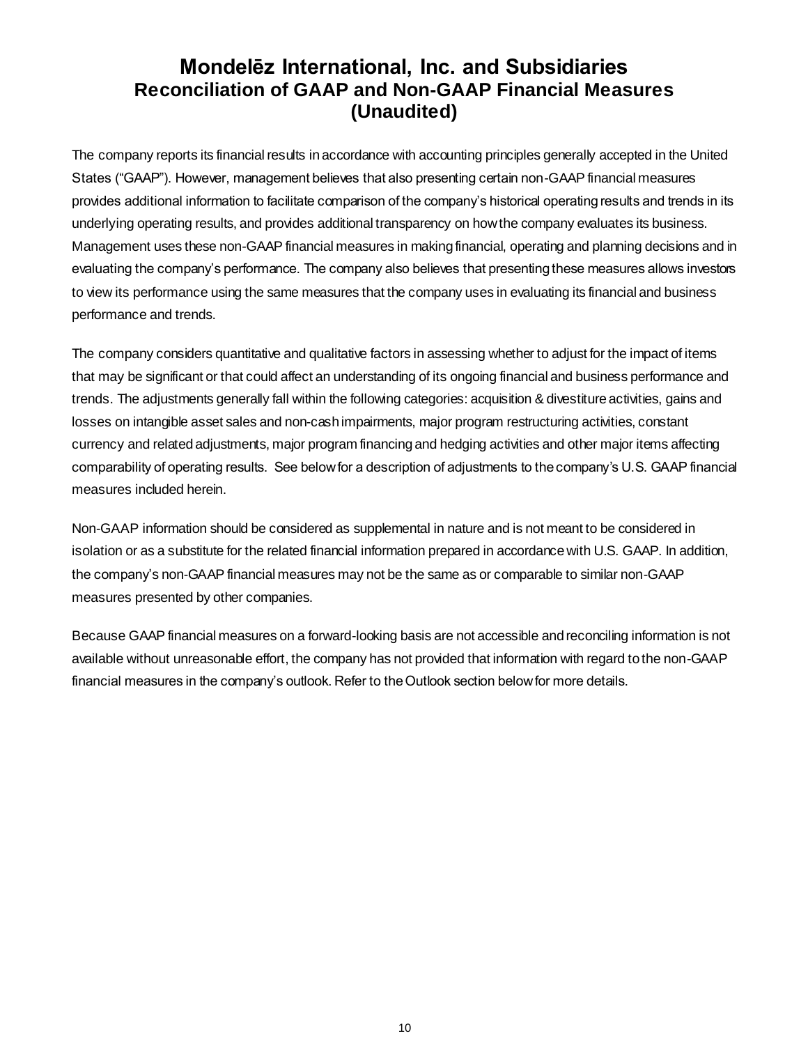# Mondelēz International, Inc. and Subsidiaries
## Reconciliation of GAAP and Non-GAAP Financial Measures
## (Unaudited)

The company reports its financial results in accordance with accounting principles generally accepted in the United States ("GAAP"). However, management believes that also presenting certain non-GAAP financial measures provides additional information to facilitate comparison of the company's historical operating results and trends in its underlying operating results, and provides additional transparency on how the company evaluates its business. Management uses these non-GAAP financial measures in making financial, operating and planning decisions and in evaluating the company's performance. The company also believes that presenting these measures allows investors to view its performance using the same measures that the company uses in evaluating its financial and business performance and trends.

The company considers quantitative and qualitative factors in assessing whether to adjust for the impact of items that may be significant or that could affect an understanding of its ongoing financial and business performance and trends. The adjustments generally fall within the following categories: acquisition & divestiture activities, gains and losses on intangible asset sales and non-cash impairments, major program restructuring activities, constant currency and related adjustments, major program financing and hedging activities and other major items affecting comparability of operating results. See below for a description of adjustments to the company's U.S. GAAP financial measures included herein.

Non-GAAP information should be considered as supplemental in nature and is not meant to be considered in isolation or as a substitute for the related financial information prepared in accordance with U.S. GAAP. In addition, the company's non-GAAP financial measures may not be the same as or comparable to similar non-GAAP measures presented by other companies.

Because GAAP financial measures on a forward-looking basis are not accessible and reconciling information is not available without unreasonable effort, the company has not provided that information with regard to the non-GAAP financial measures in the company's outlook. Refer to the Outlook section below for more details.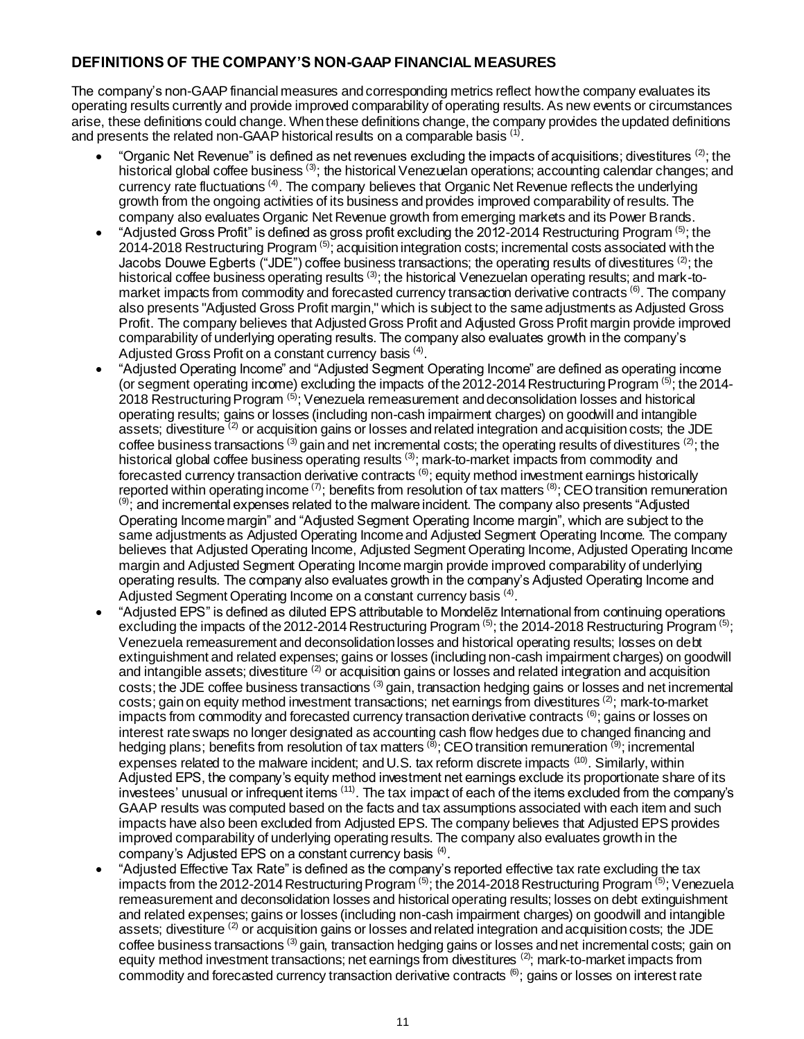## DEFINITIONS OF THE COMPANY'S NON-GAAP FINANCIAL MEASURES

The company's non-GAAP financial measures and corresponding metrics reflect how the company evaluates its operating results currently and provide improved comparability of operating results. As new events or circumstances arise, these definitions could change. When these definitions change, the company provides the updated definitions and presents the related non-GAAP historical results on a comparable basis [(1)].

- "Organic Net Revenue" is defined as net revenues excluding the impacts of acquisitions; divestitures [(2)]; the historical global coffee business [(3)]; the historical Venezuelan operations; accounting calendar changes; and currency rate fluctuations [(4)]. The company believes that Organic Net Revenue reflects the underlying growth from the ongoing activities of its business and provides improved comparability of results. The company also evaluates Organic Net Revenue growth from emerging markets and its Power Brands.
- "Adjusted Gross Profit" is defined as gross profit excluding the 2012-2014 Restructuring Program [(5)]; the 2014-2018 Restructuring Program [(5)]; acquisition integration costs; incremental costs associated with the Jacobs Douwe Egberts ("JDE") coffee business transactions; the operating results of divestitures [(2)]; the historical coffee business operating results [(3)]; the historical Venezuelan operating results; and mark-to-market impacts from commodity and forecasted currency transaction derivative contracts [(6)]. The company also presents "Adjusted Gross Profit margin," which is subject to the same adjustments as Adjusted Gross Profit. The company believes that Adjusted Gross Profit and Adjusted Gross Profit margin provide improved comparability of underlying operating results. The company also evaluates growth in the company's Adjusted Gross Profit on a constant currency basis [(4)].
- "Adjusted Operating Income" and "Adjusted Segment Operating Income" are defined as operating income (or segment operating income) excluding the impacts of the 2012-2014 Restructuring Program [(5)]; the 2014-2018 Restructuring Program [(5)]; Venezuela remeasurement and deconsolidation losses and historical operating results; gains or losses (including non-cash impairment charges) on goodwill and intangible assets; divestiture [(2)] or acquisition gains or losses and related integration and acquisition costs; the JDE coffee business transactions [(3)] gain and net incremental costs; the operating results of divestitures [(2)]; the historical global coffee business operating results [(3)]; mark-to-market impacts from commodity and forecasted currency transaction derivative contracts [(6)]; equity method investment earnings historically reported within operating income [(7)]; benefits from resolution of tax matters [(8)]; CEO transition remuneration [(9)]; and incremental expenses related to the malware incident. The company also presents "Adjusted Operating Income margin" and "Adjusted Segment Operating Income margin", which are subject to the same adjustments as Adjusted Operating Income and Adjusted Segment Operating Income. The company believes that Adjusted Operating Income, Adjusted Segment Operating Income, Adjusted Operating Income margin and Adjusted Segment Operating Income margin provide improved comparability of underlying operating results. The company also evaluates growth in the company's Adjusted Operating Income and Adjusted Segment Operating Income on a constant currency basis [(4)].
- "Adjusted EPS" is defined as diluted EPS attributable to Mondelēz International from continuing operations excluding the impacts of the 2012-2014 Restructuring Program [(5)]; the 2014-2018 Restructuring Program [(5)]; Venezuela remeasurement and deconsolidation losses and historical operating results; losses on debt extinguishment and related expenses; gains or losses (including non-cash impairment charges) on goodwill and intangible assets; divestiture [(2)] or acquisition gains or losses and related integration and acquisition costs; the JDE coffee business transactions [(3)] gain, transaction hedging gains or losses and net incremental costs; gain on equity method investment transactions; net earnings from divestitures [(2)]; mark-to-market impacts from commodity and forecasted currency transaction derivative contracts [(6)]; gains or losses on interest rate swaps no longer designated as accounting cash flow hedges due to changed financing and hedging plans; benefits from resolution of tax matters [(8)]; CEO transition remuneration [(9)]; incremental expenses related to the malware incident; and U.S. tax reform discrete impacts [(10)]. Similarly, within Adjusted EPS, the company's equity method investment net earnings exclude its proportionate share of its investees' unusual or infrequent items [(11)]. The tax impact of each of the items excluded from the company's GAAP results was computed based on the facts and tax assumptions associated with each item and such impacts have also been excluded from Adjusted EPS. The company believes that Adjusted EPS provides improved comparability of underlying operating results. The company also evaluates growth in the company's Adjusted EPS on a constant currency basis [(4)].
- "Adjusted Effective Tax Rate" is defined as the company's reported effective tax rate excluding the tax impacts from the 2012-2014 Restructuring Program [(5)]; the 2014-2018 Restructuring Program [(5)]; Venezuela remeasurement and deconsolidation losses and historical operating results; losses on debt extinguishment and related expenses; gains or losses (including non-cash impairment charges) on goodwill and intangible assets; divestiture [(2)] or acquisition gains or losses and related integration and acquisition costs; the JDE coffee business transactions [(3)] gain, transaction hedging gains or losses and net incremental costs; gain on equity method investment transactions; net earnings from divestitures [(2)]; mark-to-market impacts from commodity and forecasted currency transaction derivative contracts [(6)]; gains or losses on interest rate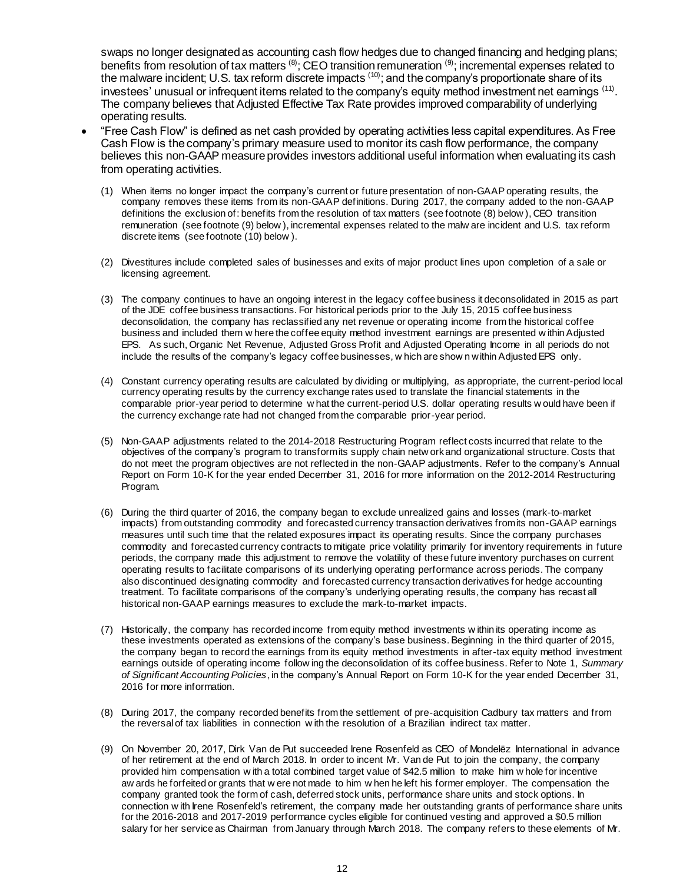swaps no longer designated as accounting cash flow hedges due to changed financing and hedging plans; benefits from resolution of tax matters [(8)]; CEO transition remuneration [(9)]; incremental expenses related to the malware incident; U.S. tax reform discrete impacts [(10)]; and the company's proportionate share of its investees' unusual or infrequent items related to the company's equity method investment net earnings [(11)]. The company believes that Adjusted Effective Tax Rate provides improved comparability of underlying operating results.

- "Free Cash Flow" is defined as net cash provided by operating activities less capital expenditures. As Free Cash Flow is the company's primary measure used to monitor its cash flow performance, the company believes this non-GAAP measure provides investors additional useful information when evaluating its cash from operating activities.

(1) When items no longer impact the company's current or future presentation of non-GAAP operating results, the company removes these items from its non-GAAP definitions. During 2017, the company added to the non-GAAP definitions the exclusion of: benefits from the resolution of tax matters (see footnote (8) below), CEO transition remuneration (see footnote (9) below), incremental expenses related to the malware incident and U.S. tax reform discrete items (see footnote (10) below).

(2) Divestitures include completed sales of businesses and exits of major product lines upon completion of a sale or licensing agreement.

(3) The company continues to have an ongoing interest in the legacy coffee business it deconsolidated in 2015 as part of the JDE coffee business transactions. For historical periods prior to the July 15, 2015 coffee business deconsolidation, the company has reclassified any net revenue or operating income from the historical coffee business and included them where the coffee equity method investment earnings are presented within Adjusted EPS. As such, Organic Net Revenue, Adjusted Gross Profit and Adjusted Operating Income in all periods do not include the results of the company's legacy coffee businesses, which are shown within Adjusted EPS only.

(4) Constant currency operating results are calculated by dividing or multiplying, as appropriate, the current-period local currency operating results by the currency exchange rates used to translate the financial statements in the comparable prior-year period to determine what the current-period U.S. dollar operating results would have been if the currency exchange rate had not changed from the comparable prior-year period.

(5) Non-GAAP adjustments related to the 2014-2018 Restructuring Program reflect costs incurred that relate to the objectives of the company's program to transform its supply chain network and organizational structure. Costs that do not meet the program objectives are not reflected in the non-GAAP adjustments. Refer to the company's Annual Report on Form 10-K for the year ended December 31, 2016 for more information on the 2012-2014 Restructuring Program.

(6) During the third quarter of 2016, the company began to exclude unrealized gains and losses (mark-to-market impacts) from outstanding commodity and forecasted currency transaction derivatives from its non-GAAP earnings measures until such time that the related exposures impact its operating results. Since the company purchases commodity and forecasted currency contracts to mitigate price volatility primarily for inventory requirements in future periods, the company made this adjustment to remove the volatility of these future inventory purchases on current operating results to facilitate comparisons of its underlying operating performance across periods. The company also discontinued designating commodity and forecasted currency transaction derivatives for hedge accounting treatment. To facilitate comparisons of the company's underlying operating results, the company has recast all historical non-GAAP earnings measures to exclude the mark-to-market impacts.

(7) Historically, the company has recorded income from equity method investments within its operating income as these investments operated as extensions of the company's base business. Beginning in the third quarter of 2015, the company began to record the earnings from its equity method investments in after-tax equity method investment earnings outside of operating income following the deconsolidation of its coffee business. Refer to Note 1, *Summary of Significant Accounting Policies*, in the company's Annual Report on Form 10-K for the year ended December 31, 2016 for more information.

(8) During 2017, the company recorded benefits from the settlement of pre-acquisition Cadbury tax matters and from the reversal of tax liabilities in connection with the resolution of a Brazilian indirect tax matter.

(9) On November 20, 2017, Dirk Van de Put succeeded Irene Rosenfeld as CEO of Mondelēz International in advance of her retirement at the end of March 2018. In order to incent Mr. Van de Put to join the company, the company provided him compensation with a total combined target value of $42.5 million to make him whole for incentive awards he forfeited or grants that were not made to him when he left his former employer. The compensation the company granted took the form of cash, deferred stock units, performance share units and stock options. In connection with Irene Rosenfeld's retirement, the company made her outstanding grants of performance share units for the 2016-2018 and 2017-2019 performance cycles eligible for continued vesting and approved a $0.5 million salary for her service as Chairman from January through March 2018. The company refers to these elements of Mr.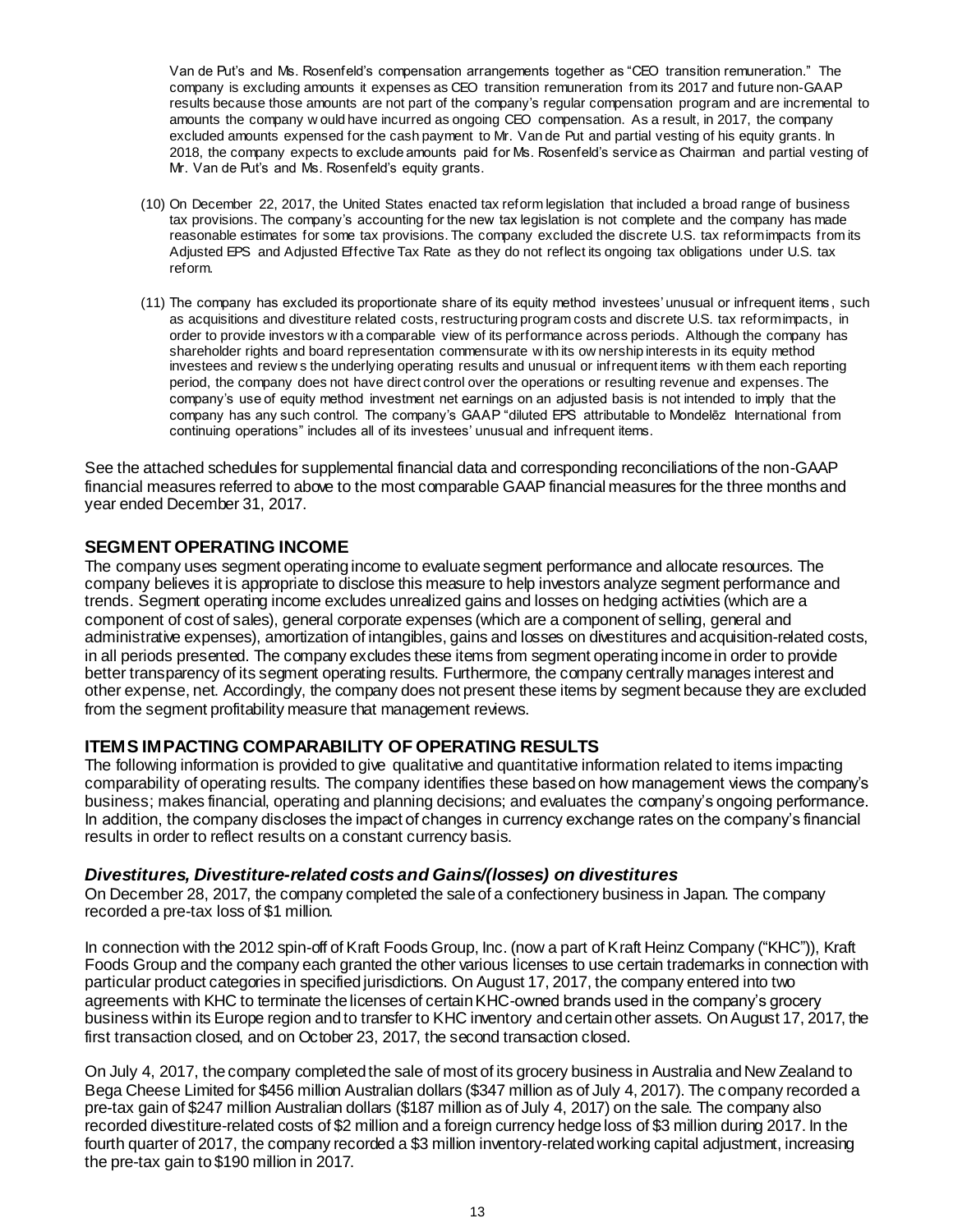Van de Put's and Ms. Rosenfeld's compensation arrangements together as "CEO transition remuneration." The company is excluding amounts it expenses as CEO transition remuneration from its 2017 and future non-GAAP results because those amounts are not part of the company's regular compensation program and are incremental to amounts the company would have incurred as ongoing CEO compensation. As a result, in 2017, the company excluded amounts expensed for the cash payment to Mr. Van de Put and partial vesting of his equity grants. In 2018, the company expects to exclude amounts paid for Ms. Rosenfeld's service as Chairman and partial vesting of Mr. Van de Put's and Ms. Rosenfeld's equity grants.

(10) On December 22, 2017, the United States enacted tax reform legislation that included a broad range of business tax provisions. The company's accounting for the new tax legislation is not complete and the company has made reasonable estimates for some tax provisions. The company excluded the discrete U.S. tax reform impacts from its Adjusted EPS and Adjusted Effective Tax Rate as they do not reflect its ongoing tax obligations under U.S. tax reform.

(11) The company has excluded its proportionate share of its equity method investees' unusual or infrequent items, such as acquisitions and divestiture related costs, restructuring program costs and discrete U.S. tax reform impacts, in order to provide investors with a comparable view of its performance across periods. Although the company has shareholder rights and board representation commensurate with its ownership interests in its equity method investees and reviews the underlying operating results and unusual or infrequent items with them each reporting period, the company does not have direct control over the operations or resulting revenue and expenses. The company's use of equity method investment net earnings on an adjusted basis is not intended to imply that the company has any such control. The company's GAAP "diluted EPS attributable to Mondelēz International from continuing operations" includes all of its investees' unusual and infrequent items.

See the attached schedules for supplemental financial data and corresponding reconciliations of the non-GAAP financial measures referred to above to the most comparable GAAP financial measures for the three months and year ended December 31, 2017.

## SEGMENT OPERATING INCOME

The company uses segment operating income to evaluate segment performance and allocate resources. The company believes it is appropriate to disclose this measure to help investors analyze segment performance and trends. Segment operating income excludes unrealized gains and losses on hedging activities (which are a component of cost of sales), general corporate expenses (which are a component of selling, general and administrative expenses), amortization of intangibles, gains and losses on divestitures and acquisition-related costs, in all periods presented. The company excludes these items from segment operating income in order to provide better transparency of its segment operating results. Furthermore, the company centrally manages interest and other expense, net. Accordingly, the company does not present these items by segment because they are excluded from the segment profitability measure that management reviews.

## ITEMS IMPACTING COMPARABILITY OF OPERATING RESULTS

The following information is provided to give qualitative and quantitative information related to items impacting comparability of operating results. The company identifies these based on how management views the company's business; makes financial, operating and planning decisions; and evaluates the company's ongoing performance. In addition, the company discloses the impact of changes in currency exchange rates on the company's financial results in order to reflect results on a constant currency basis.

### *Divestitures, Divestiture-related costs and Gains/(losses) on divestitures*

On December 28, 2017, the company completed the sale of a confectionery business in Japan. The company recorded a pre-tax loss of $1 million.

In connection with the 2012 spin-off of Kraft Foods Group, Inc. (now a part of Kraft Heinz Company ("KHC")), Kraft Foods Group and the company each granted the other various licenses to use certain trademarks in connection with particular product categories in specified jurisdictions. On August 17, 2017, the company entered into two agreements with KHC to terminate the licenses of certain KHC-owned brands used in the company's grocery business within its Europe region and to transfer to KHC inventory and certain other assets. On August 17, 2017, the first transaction closed, and on October 23, 2017, the second transaction closed.

On July 4, 2017, the company completed the sale of most of its grocery business in Australia and New Zealand to Bega Cheese Limited for $456 million Australian dollars ($347 million as of July 4, 2017). The company recorded a pre-tax gain of $247 million Australian dollars ($187 million as of July 4, 2017) on the sale. The company also recorded divestiture-related costs of $2 million and a foreign currency hedge loss of $3 million during 2017. In the fourth quarter of 2017, the company recorded a $3 million inventory-related working capital adjustment, increasing the pre-tax gain to $190 million in 2017.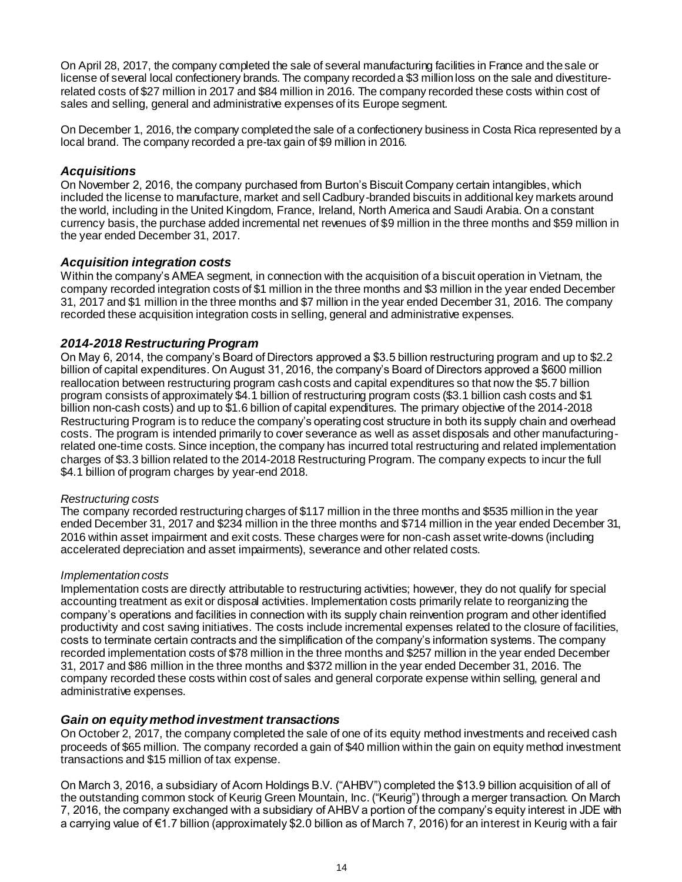On April 28, 2017, the company completed the sale of several manufacturing facilities in France and the sale or license of several local confectionery brands. The company recorded a $3 million loss on the sale and divestiture-related costs of $27 million in 2017 and $84 million in 2016. The company recorded these costs within cost of sales and selling, general and administrative expenses of its Europe segment.

On December 1, 2016, the company completed the sale of a confectionery business in Costa Rica represented by a local brand. The company recorded a pre-tax gain of $9 million in 2016.

### *Acquisitions*

On November 2, 2016, the company purchased from Burton's Biscuit Company certain intangibles, which included the license to manufacture, market and sell Cadbury-branded biscuits in additional key markets around the world, including in the United Kingdom, France, Ireland, North America and Saudi Arabia. On a constant currency basis, the purchase added incremental net revenues of $9 million in the three months and $59 million in the year ended December 31, 2017.

### *Acquisition integration costs*

Within the company's AMEA segment, in connection with the acquisition of a biscuit operation in Vietnam, the company recorded integration costs of $1 million in the three months and $3 million in the year ended December 31, 2017 and $1 million in the three months and $7 million in the year ended December 31, 2016. The company recorded these acquisition integration costs in selling, general and administrative expenses.

### *2014-2018 Restructuring Program*

On May 6, 2014, the company's Board of Directors approved a $3.5 billion restructuring program and up to $2.2 billion of capital expenditures. On August 31, 2016, the company's Board of Directors approved a $600 million reallocation between restructuring program cash costs and capital expenditures so that now the $5.7 billion program consists of approximately $4.1 billion of restructuring program costs ($3.1 billion cash costs and $1 billion non-cash costs) and up to $1.6 billion of capital expenditures. The primary objective of the 2014-2018 Restructuring Program is to reduce the company's operating cost structure in both its supply chain and overhead costs. The program is intended primarily to cover severance as well as asset disposals and other manufacturing-related one-time costs. Since inception, the company has incurred total restructuring and related implementation charges of $3.3 billion related to the 2014-2018 Restructuring Program. The company expects to incur the full $4.1 billion of program charges by year-end 2018.

*Restructuring costs*

The company recorded restructuring charges of $117 million in the three months and $535 million in the year ended December 31, 2017 and $234 million in the three months and $714 million in the year ended December 31, 2016 within asset impairment and exit costs. These charges were for non-cash asset write-downs (including accelerated depreciation and asset impairments), severance and other related costs.

*Implementation costs*

Implementation costs are directly attributable to restructuring activities; however, they do not qualify for special accounting treatment as exit or disposal activities. Implementation costs primarily relate to reorganizing the company's operations and facilities in connection with its supply chain reinvention program and other identified productivity and cost saving initiatives. The costs include incremental expenses related to the closure of facilities, costs to terminate certain contracts and the simplification of the company's information systems. The company recorded implementation costs of $78 million in the three months and $257 million in the year ended December 31, 2017 and $86 million in the three months and $372 million in the year ended December 31, 2016. The company recorded these costs within cost of sales and general corporate expense within selling, general and administrative expenses.

### *Gain on equity method investment transactions*

On October 2, 2017, the company completed the sale of one of its equity method investments and received cash proceeds of $65 million. The company recorded a gain of $40 million within the gain on equity method investment transactions and $15 million of tax expense.

On March 3, 2016, a subsidiary of Acorn Holdings B.V. ("AHBV") completed the $13.9 billion acquisition of all of the outstanding common stock of Keurig Green Mountain, Inc. ("Keurig") through a merger transaction. On March 7, 2016, the company exchanged with a subsidiary of AHBV a portion of the company's equity interest in JDE with a carrying value of €1.7 billion (approximately $2.0 billion as of March 7, 2016) for an interest in Keurig with a fair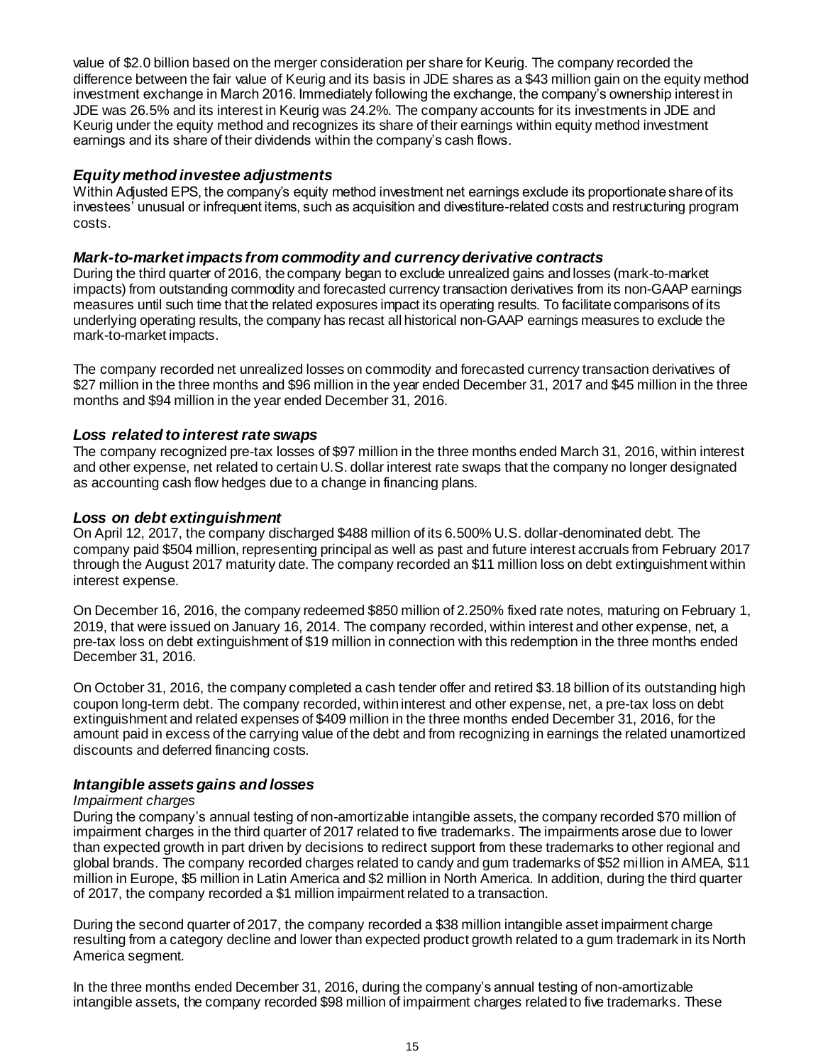value of $2.0 billion based on the merger consideration per share for Keurig. The company recorded the difference between the fair value of Keurig and its basis in JDE shares as a $43 million gain on the equity method investment exchange in March 2016. Immediately following the exchange, the company's ownership interest in JDE was 26.5% and its interest in Keurig was 24.2%. The company accounts for its investments in JDE and Keurig under the equity method and recognizes its share of their earnings within equity method investment earnings and its share of their dividends within the company's cash flows.

### *Equity method investee adjustments*

Within Adjusted EPS, the company's equity method investment net earnings exclude its proportionate share of its investees' unusual or infrequent items, such as acquisition and divestiture-related costs and restructuring program costs.

### *Mark-to-market impacts from commodity and currency derivative contracts*

During the third quarter of 2016, the company began to exclude unrealized gains and losses (mark-to-market impacts) from outstanding commodity and forecasted currency transaction derivatives from its non-GAAP earnings measures until such time that the related exposures impact its operating results. To facilitate comparisons of its underlying operating results, the company has recast all historical non-GAAP earnings measures to exclude the mark-to-market impacts.

The company recorded net unrealized losses on commodity and forecasted currency transaction derivatives of $27 million in the three months and $96 million in the year ended December 31, 2017 and $45 million in the three months and $94 million in the year ended December 31, 2016.

### *Loss related to interest rate swaps*

The company recognized pre-tax losses of $97 million in the three months ended March 31, 2016, within interest and other expense, net related to certain U.S. dollar interest rate swaps that the company no longer designated as accounting cash flow hedges due to a change in financing plans.

### *Loss on debt extinguishment*

On April 12, 2017, the company discharged $488 million of its 6.500% U.S. dollar-denominated debt. The company paid $504 million, representing principal as well as past and future interest accruals from February 2017 through the August 2017 maturity date. The company recorded an $11 million loss on debt extinguishment within interest expense.

On December 16, 2016, the company redeemed $850 million of 2.250% fixed rate notes, maturing on February 1, 2019, that were issued on January 16, 2014. The company recorded, within interest and other expense, net, a pre-tax loss on debt extinguishment of $19 million in connection with this redemption in the three months ended December 31, 2016.

On October 31, 2016, the company completed a cash tender offer and retired $3.18 billion of its outstanding high coupon long-term debt. The company recorded, within interest and other expense, net, a pre-tax loss on debt extinguishment and related expenses of $409 million in the three months ended December 31, 2016, for the amount paid in excess of the carrying value of the debt and from recognizing in earnings the related unamortized discounts and deferred financing costs.

### *Intangible assets gains and losses*

*Impairment charges*

During the company's annual testing of non-amortizable intangible assets, the company recorded $70 million of impairment charges in the third quarter of 2017 related to five trademarks. The impairments arose due to lower than expected growth in part driven by decisions to redirect support from these trademarks to other regional and global brands. The company recorded charges related to candy and gum trademarks of $52 million in AMEA, $11 million in Europe, $5 million in Latin America and $2 million in North America. In addition, during the third quarter of 2017, the company recorded a $1 million impairment related to a transaction.

During the second quarter of 2017, the company recorded a $38 million intangible asset impairment charge resulting from a category decline and lower than expected product growth related to a gum trademark in its North America segment.

In the three months ended December 31, 2016, during the company's annual testing of non-amortizable intangible assets, the company recorded $98 million of impairment charges related to five trademarks. These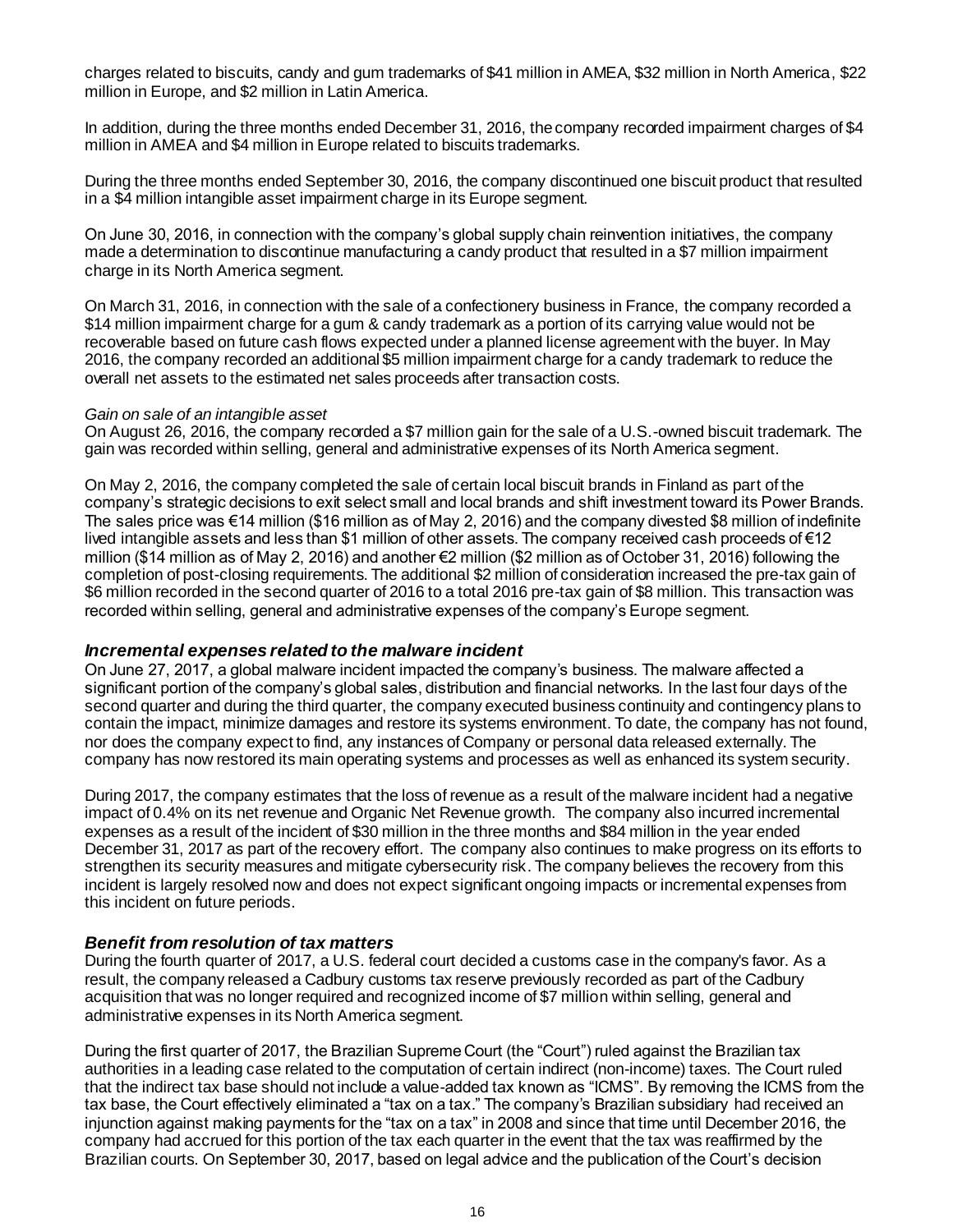charges related to biscuits, candy and gum trademarks of $41 million in AMEA, $32 million in North America, $22 million in Europe, and $2 million in Latin America.

In addition, during the three months ended December 31, 2016, the company recorded impairment charges of $4 million in AMEA and $4 million in Europe related to biscuits trademarks.

During the three months ended September 30, 2016, the company discontinued one biscuit product that resulted in a $4 million intangible asset impairment charge in its Europe segment.

On June 30, 2016, in connection with the company's global supply chain reinvention initiatives, the company made a determination to discontinue manufacturing a candy product that resulted in a $7 million impairment charge in its North America segment.

On March 31, 2016, in connection with the sale of a confectionery business in France, the company recorded a $14 million impairment charge for a gum & candy trademark as a portion of its carrying value would not be recoverable based on future cash flows expected under a planned license agreement with the buyer. In May 2016, the company recorded an additional $5 million impairment charge for a candy trademark to reduce the overall net assets to the estimated net sales proceeds after transaction costs.

*Gain on sale of an intangible asset*
On August 26, 2016, the company recorded a $7 million gain for the sale of a U.S.-owned biscuit trademark. The gain was recorded within selling, general and administrative expenses of its North America segment.

On May 2, 2016, the company completed the sale of certain local biscuit brands in Finland as part of the company's strategic decisions to exit select small and local brands and shift investment toward its Power Brands. The sales price was €14 million ($16 million as of May 2, 2016) and the company divested $8 million of indefinite lived intangible assets and less than $1 million of other assets. The company received cash proceeds of €12 million ($14 million as of May 2, 2016) and another €2 million ($2 million as of October 31, 2016) following the completion of post-closing requirements. The additional $2 million of consideration increased the pre-tax gain of $6 million recorded in the second quarter of 2016 to a total 2016 pre-tax gain of $8 million. This transaction was recorded within selling, general and administrative expenses of the company's Europe segment.

### *Incremental expenses related to the malware incident*

On June 27, 2017, a global malware incident impacted the company's business. The malware affected a significant portion of the company's global sales, distribution and financial networks. In the last four days of the second quarter and during the third quarter, the company executed business continuity and contingency plans to contain the impact, minimize damages and restore its systems environment. To date, the company has not found, nor does the company expect to find, any instances of Company or personal data released externally. The company has now restored its main operating systems and processes as well as enhanced its system security.

During 2017, the company estimates that the loss of revenue as a result of the malware incident had a negative impact of 0.4% on its net revenue and Organic Net Revenue growth. The company also incurred incremental expenses as a result of the incident of $30 million in the three months and $84 million in the year ended December 31, 2017 as part of the recovery effort. The company also continues to make progress on its efforts to strengthen its security measures and mitigate cybersecurity risk. The company believes the recovery from this incident is largely resolved now and does not expect significant ongoing impacts or incremental expenses from this incident on future periods.

### *Benefit from resolution of tax matters*

During the fourth quarter of 2017, a U.S. federal court decided a customs case in the company's favor. As a result, the company released a Cadbury customs tax reserve previously recorded as part of the Cadbury acquisition that was no longer required and recognized income of $7 million within selling, general and administrative expenses in its North America segment.

During the first quarter of 2017, the Brazilian Supreme Court (the "Court") ruled against the Brazilian tax authorities in a leading case related to the computation of certain indirect (non-income) taxes. The Court ruled that the indirect tax base should not include a value-added tax known as "ICMS". By removing the ICMS from the tax base, the Court effectively eliminated a "tax on a tax." The company's Brazilian subsidiary had received an injunction against making payments for the "tax on a tax" in 2008 and since that time until December 2016, the company had accrued for this portion of the tax each quarter in the event that the tax was reaffirmed by the Brazilian courts. On September 30, 2017, based on legal advice and the publication of the Court's decision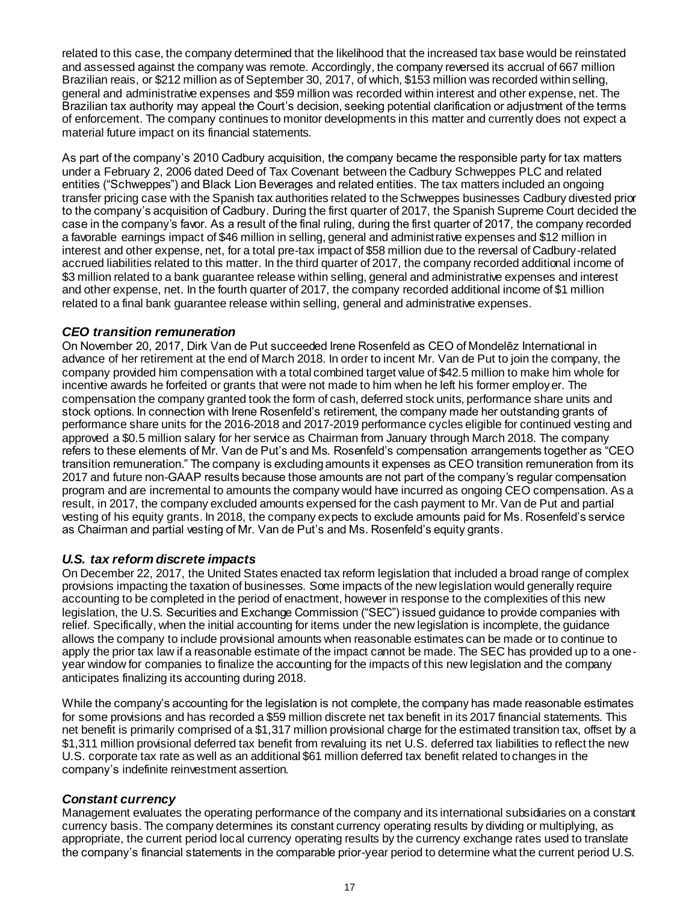related to this case, the company determined that the likelihood that the increased tax base would be reinstated and assessed against the company was remote. Accordingly, the company reversed its accrual of 667 million Brazilian reais, or $212 million as of September 30, 2017, of which, $153 million was recorded within selling, general and administrative expenses and $59 million was recorded within interest and other expense, net. The Brazilian tax authority may appeal the Court's decision, seeking potential clarification or adjustment of the terms of enforcement. The company continues to monitor developments in this matter and currently does not expect a material future impact on its financial statements.

As part of the company's 2010 Cadbury acquisition, the company became the responsible party for tax matters under a February 2, 2006 dated Deed of Tax Covenant between the Cadbury Schweppes PLC and related entities ("Schweppes") and Black Lion Beverages and related entities. The tax matters included an ongoing transfer pricing case with the Spanish tax authorities related to the Schweppes businesses Cadbury divested prior to the company's acquisition of Cadbury. During the first quarter of 2017, the Spanish Supreme Court decided the case in the company's favor. As a result of the final ruling, during the first quarter of 2017, the company recorded a favorable earnings impact of $46 million in selling, general and administrative expenses and $12 million in interest and other expense, net, for a total pre-tax impact of $58 million due to the reversal of Cadbury-related accrued liabilities related to this matter. In the third quarter of 2017, the company recorded additional income of $3 million related to a bank guarantee release within selling, general and administrative expenses and interest and other expense, net. In the fourth quarter of 2017, the company recorded additional income of $1 million related to a final bank guarantee release within selling, general and administrative expenses.

### *CEO transition remuneration*

On November 20, 2017, Dirk Van de Put succeeded Irene Rosenfeld as CEO of Mondelēz International in advance of her retirement at the end of March 2018. In order to incent Mr. Van de Put to join the company, the company provided him compensation with a total combined target value of $42.5 million to make him whole for incentive awards he forfeited or grants that were not made to him when he left his former employer. The compensation the company granted took the form of cash, deferred stock units, performance share units and stock options. In connection with Irene Rosenfeld's retirement, the company made her outstanding grants of performance share units for the 2016-2018 and 2017-2019 performance cycles eligible for continued vesting and approved a $0.5 million salary for her service as Chairman from January through March 2018. The company refers to these elements of Mr. Van de Put's and Ms. Rosenfeld's compensation arrangements together as "CEO transition remuneration." The company is excluding amounts it expenses as CEO transition remuneration from its 2017 and future non-GAAP results because those amounts are not part of the company's regular compensation program and are incremental to amounts the company would have incurred as ongoing CEO compensation. As a result, in 2017, the company excluded amounts expensed for the cash payment to Mr. Van de Put and partial vesting of his equity grants. In 2018, the company expects to exclude amounts paid for Ms. Rosenfeld's service as Chairman and partial vesting of Mr. Van de Put's and Ms. Rosenfeld's equity grants.

### *U.S. tax reform discrete impacts*

On December 22, 2017, the United States enacted tax reform legislation that included a broad range of complex provisions impacting the taxation of businesses. Some impacts of the new legislation would generally require accounting to be completed in the period of enactment, however in response to the complexities of this new legislation, the U.S. Securities and Exchange Commission ("SEC") issued guidance to provide companies with relief. Specifically, when the initial accounting for items under the new legislation is incomplete, the guidance allows the company to include provisional amounts when reasonable estimates can be made or to continue to apply the prior tax law if a reasonable estimate of the impact cannot be made. The SEC has provided up to a one-year window for companies to finalize the accounting for the impacts of this new legislation and the company anticipates finalizing its accounting during 2018.

While the company's accounting for the legislation is not complete, the company has made reasonable estimates for some provisions and has recorded a $59 million discrete net tax benefit in its 2017 financial statements. This net benefit is primarily comprised of a $1,317 million provisional charge for the estimated transition tax, offset by a $1,311 million provisional deferred tax benefit from revaluing its net U.S. deferred tax liabilities to reflect the new U.S. corporate tax rate as well as an additional $61 million deferred tax benefit related to changes in the company's indefinite reinvestment assertion.

### *Constant currency*

Management evaluates the operating performance of the company and its international subsidiaries on a constant currency basis. The company determines its constant currency operating results by dividing or multiplying, as appropriate, the current period local currency operating results by the currency exchange rates used to translate the company's financial statements in the comparable prior-year period to determine what the current period U.S.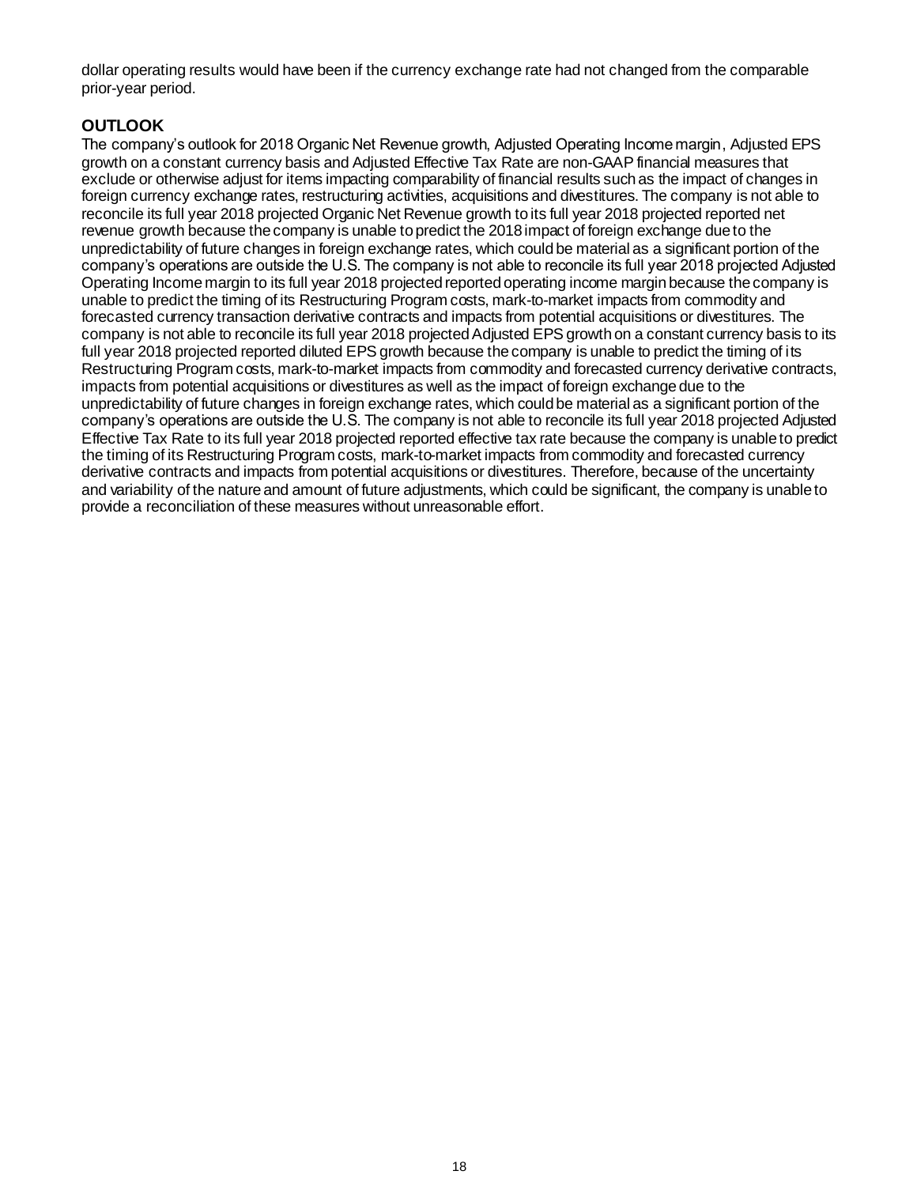dollar operating results would have been if the currency exchange rate had not changed from the comparable prior-year period.

## OUTLOOK

The company's outlook for 2018 Organic Net Revenue growth, Adjusted Operating Income margin, Adjusted EPS growth on a constant currency basis and Adjusted Effective Tax Rate are non-GAAP financial measures that exclude or otherwise adjust for items impacting comparability of financial results such as the impact of changes in foreign currency exchange rates, restructuring activities, acquisitions and divestitures. The company is not able to reconcile its full year 2018 projected Organic Net Revenue growth to its full year 2018 projected reported net revenue growth because the company is unable to predict the 2018 impact of foreign exchange due to the unpredictability of future changes in foreign exchange rates, which could be material as a significant portion of the company's operations are outside the U.S. The company is not able to reconcile its full year 2018 projected Adjusted Operating Income margin to its full year 2018 projected reported operating income margin because the company is unable to predict the timing of its Restructuring Program costs, mark-to-market impacts from commodity and forecasted currency transaction derivative contracts and impacts from potential acquisitions or divestitures. The company is not able to reconcile its full year 2018 projected Adjusted EPS growth on a constant currency basis to its full year 2018 projected reported diluted EPS growth because the company is unable to predict the timing of its Restructuring Program costs, mark-to-market impacts from commodity and forecasted currency derivative contracts, impacts from potential acquisitions or divestitures as well as the impact of foreign exchange due to the unpredictability of future changes in foreign exchange rates, which could be material as a significant portion of the company's operations are outside the U.S. The company is not able to reconcile its full year 2018 projected Adjusted Effective Tax Rate to its full year 2018 projected reported effective tax rate because the company is unable to predict the timing of its Restructuring Program costs, mark-to-market impacts from commodity and forecasted currency derivative contracts and impacts from potential acquisitions or divestitures. Therefore, because of the uncertainty and variability of the nature and amount of future adjustments, which could be significant, the company is unable to provide a reconciliation of these measures without unreasonable effort.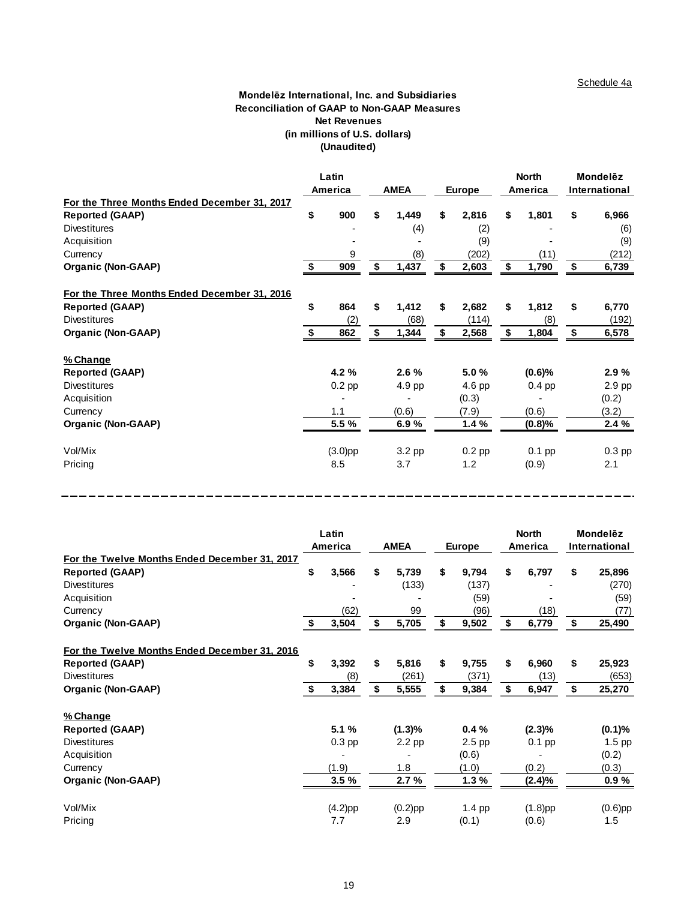Schedule 4a

**Mondelēz International, Inc. and Subsidiaries**
**Reconciliation of GAAP to Non-GAAP Measures**
**Net Revenues**
**(in millions of U.S. dollars)**
**(Unaudited)**

| | Latin America | AMEA | Europe | North America | Mondelēz International |
|---|---|---|---|---|---|
| **For the Three Months Ended December 31, 2017** | | | | | |
| **Reported (GAAP)** | **$ 900** | **$ 1,449** | **$ 2,816** | **$ 1,801** | **$ 6,966** |
| Divestitures | - | (4) | (2) | - | (6) |
| Acquisition | - | - | (9) | - | (9) |
| Currency | 9 | (8) | (202) | (11) | (212) |
| **Organic (Non-GAAP)** | **$ 909** | **$ 1,437** | **$ 2,603** | **$ 1,790** | **$ 6,739** |
| | | | | | |
| **For the Three Months Ended December 31, 2016** | | | | | |
| **Reported (GAAP)** | **$ 864** | **$ 1,412** | **$ 2,682** | **$ 1,812** | **$ 6,770** |
| Divestitures | (2) | (68) | (114) | (8) | (192) |
| **Organic (Non-GAAP)** | **$ 862** | **$ 1,344** | **$ 2,568** | **$ 1,804** | **$ 6,578** |
| | | | | | |
| **% Change** | | | | | |
| **Reported (GAAP)** | **4.2 %** | **2.6 %** | **5.0 %** | **(0.6)%** | **2.9 %** |
| Divestitures | 0.2 pp | 4.9 pp | 4.6 pp | 0.4 pp | 2.9 pp |
| Acquisition | - | - | (0.3) | - | (0.2) |
| Currency | 1.1 | (0.6) | (7.9) | (0.6) | (3.2) |
| **Organic (Non-GAAP)** | **5.5 %** | **6.9 %** | **1.4 %** | **(0.8)%** | **2.4 %** |
| | | | | | |
| Vol/Mix | (3.0)pp | 3.2 pp | 0.2 pp | 0.1 pp | 0.3 pp |
| Pricing | 8.5 | 3.7 | 1.2 | (0.9) | 2.1 |

| | Latin America | AMEA | Europe | North America | Mondelēz International |
|---|---|---|---|---|---|
| **For the Twelve Months Ended December 31, 2017** | | | | | |
| **Reported (GAAP)** | **$ 3,566** | **$ 5,739** | **$ 9,794** | **$ 6,797** | **$ 25,896** |
| Divestitures | - | (133) | (137) | - | (270) |
| Acquisition | - | - | (59) | - | (59) |
| Currency | (62) | 99 | (96) | (18) | (77) |
| **Organic (Non-GAAP)** | **$ 3,504** | **$ 5,705** | **$ 9,502** | **$ 6,779** | **$ 25,490** |
| | | | | | |
| **For the Twelve Months Ended December 31, 2016** | | | | | |
| **Reported (GAAP)** | **$ 3,392** | **$ 5,816** | **$ 9,755** | **$ 6,960** | **$ 25,923** |
| Divestitures | (8) | (261) | (371) | (13) | (653) |
| **Organic (Non-GAAP)** | **$ 3,384** | **$ 5,555** | **$ 9,384** | **$ 6,947** | **$ 25,270** |
| | | | | | |
| **% Change** | | | | | |
| **Reported (GAAP)** | **5.1 %** | **(1.3)%** | **0.4 %** | **(2.3)%** | **(0.1)%** |
| Divestitures | 0.3 pp | 2.2 pp | 2.5 pp | 0.1 pp | 1.5 pp |
| Acquisition | - | - | (0.6) | - | (0.2) |
| Currency | (1.9) | 1.8 | (1.0) | (0.2) | (0.3) |
| **Organic (Non-GAAP)** | **3.5 %** | **2.7 %** | **1.3 %** | **(2.4)%** | **0.9 %** |
| | | | | | |
| Vol/Mix | (4.2)pp | (0.2)pp | 1.4 pp | (1.8)pp | (0.6)pp |
| Pricing | 7.7 | 2.9 | (0.1) | (0.6) | 1.5 |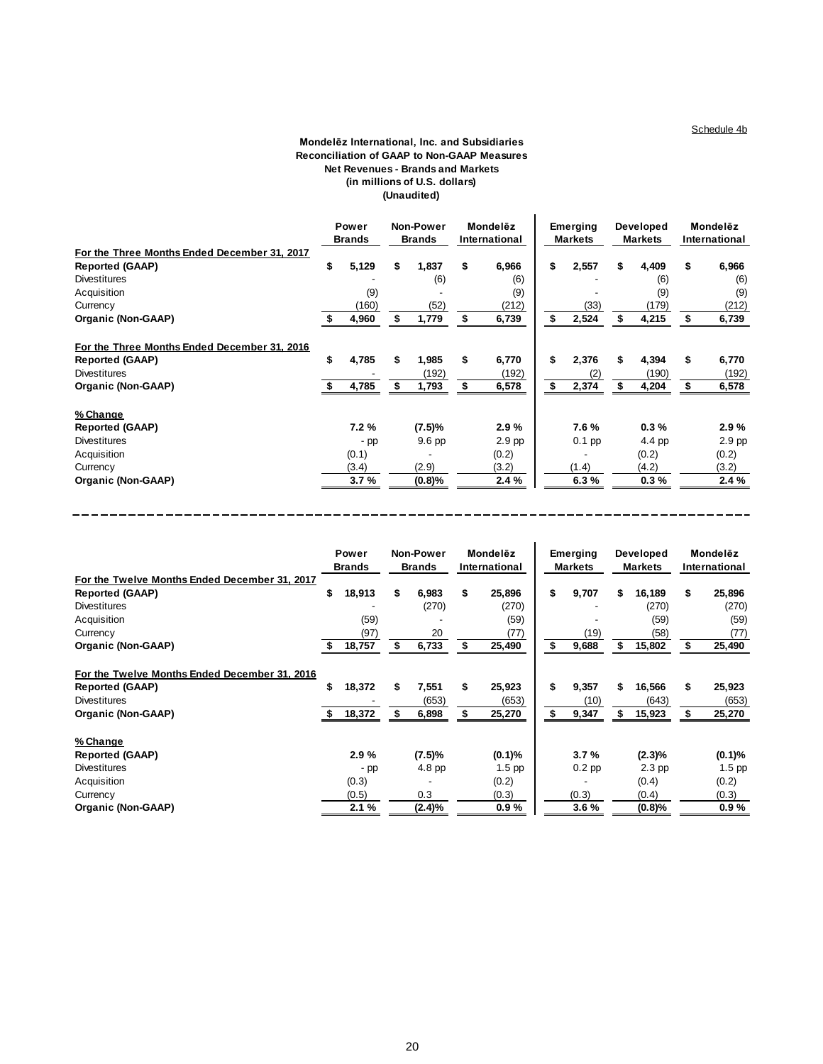Schedule 4b

**Mondelēz International, Inc. and Subsidiaries**
**Reconciliation of GAAP to Non-GAAP Measures**
**Net Revenues - Brands and Markets**
**(in millions of U.S. dollars)**
**(Unaudited)**

| | Power Brands | Non-Power Brands | Mondelēz International | Emerging Markets | Developed Markets | Mondelēz International |
|---|---|---|---|---|---|---|
| **For the Three Months Ended December 31, 2017** | | | | | | |
| **Reported (GAAP)** | $ 5,129 | $ 1,837 | $ 6,966 | $ 2,557 | $ 4,409 | $ 6,966 |
| Divestitures | - | (6) | (6) | - | (6) | (6) |
| Acquisition | (9) | - | (9) | - | (9) | (9) |
| Currency | (160) | (52) | (212) | (33) | (179) | (212) |
| **Organic (Non-GAAP)** | $ 4,960 | $ 1,779 | $ 6,739 | $ 2,524 | $ 4,215 | $ 6,739 |
| **For the Three Months Ended December 31, 2016** | | | | | | |
| **Reported (GAAP)** | $ 4,785 | $ 1,985 | $ 6,770 | $ 2,376 | $ 4,394 | $ 6,770 |
| Divestitures | - | (192) | (192) | (2) | (190) | (192) |
| **Organic (Non-GAAP)** | $ 4,785 | $ 1,793 | $ 6,578 | $ 2,374 | $ 4,204 | $ 6,578 |
| **% Change** | | | | | | |
| **Reported (GAAP)** | 7.2 % | (7.5)% | 2.9 % | 7.6 % | 0.3 % | 2.9 % |
| Divestitures | - pp | 9.6 pp | 2.9 pp | 0.1 pp | 4.4 pp | 2.9 pp |
| Acquisition | (0.1) | - | (0.2) | - | (0.2) | (0.2) |
| Currency | (3.4) | (2.9) | (3.2) | (1.4) | (4.2) | (3.2) |
| **Organic (Non-GAAP)** | 3.7 % | (0.8)% | 2.4 % | 6.3 % | 0.3 % | 2.4 % |

| | Power Brands | Non-Power Brands | Mondelēz International | Emerging Markets | Developed Markets | Mondelēz International |
|---|---|---|---|---|---|---|
| **For the Twelve Months Ended December 31, 2017** | | | | | | |
| **Reported (GAAP)** | $ 18,913 | $ 6,983 | $ 25,896 | $ 9,707 | $ 16,189 | $ 25,896 |
| Divestitures | - | (270) | (270) | - | (270) | (270) |
| Acquisition | (59) | - | (59) | - | (59) | (59) |
| Currency | (97) | 20 | (77) | (19) | (58) | (77) |
| **Organic (Non-GAAP)** | $ 18,757 | $ 6,733 | $ 25,490 | $ 9,688 | $ 15,802 | $ 25,490 |
| **For the Twelve Months Ended December 31, 2016** | | | | | | |
| **Reported (GAAP)** | $ 18,372 | $ 7,551 | $ 25,923 | $ 9,357 | $ 16,566 | $ 25,923 |
| Divestitures | - | (653) | (653) | (10) | (643) | (653) |
| **Organic (Non-GAAP)** | $ 18,372 | $ 6,898 | $ 25,270 | $ 9,347 | $ 15,923 | $ 25,270 |
| **% Change** | | | | | | |
| **Reported (GAAP)** | 2.9 % | (7.5)% | (0.1)% | 3.7 % | (2.3)% | (0.1)% |
| Divestitures | - pp | 4.8 pp | 1.5 pp | 0.2 pp | 2.3 pp | 1.5 pp |
| Acquisition | (0.3) | - | (0.2) | - | (0.4) | (0.2) |
| Currency | (0.5) | 0.3 | (0.3) | (0.3) | (0.4) | (0.3) |
| **Organic (Non-GAAP)** | 2.1 % | (2.4)% | 0.9 % | 3.6 % | (0.8)% | 0.9 % |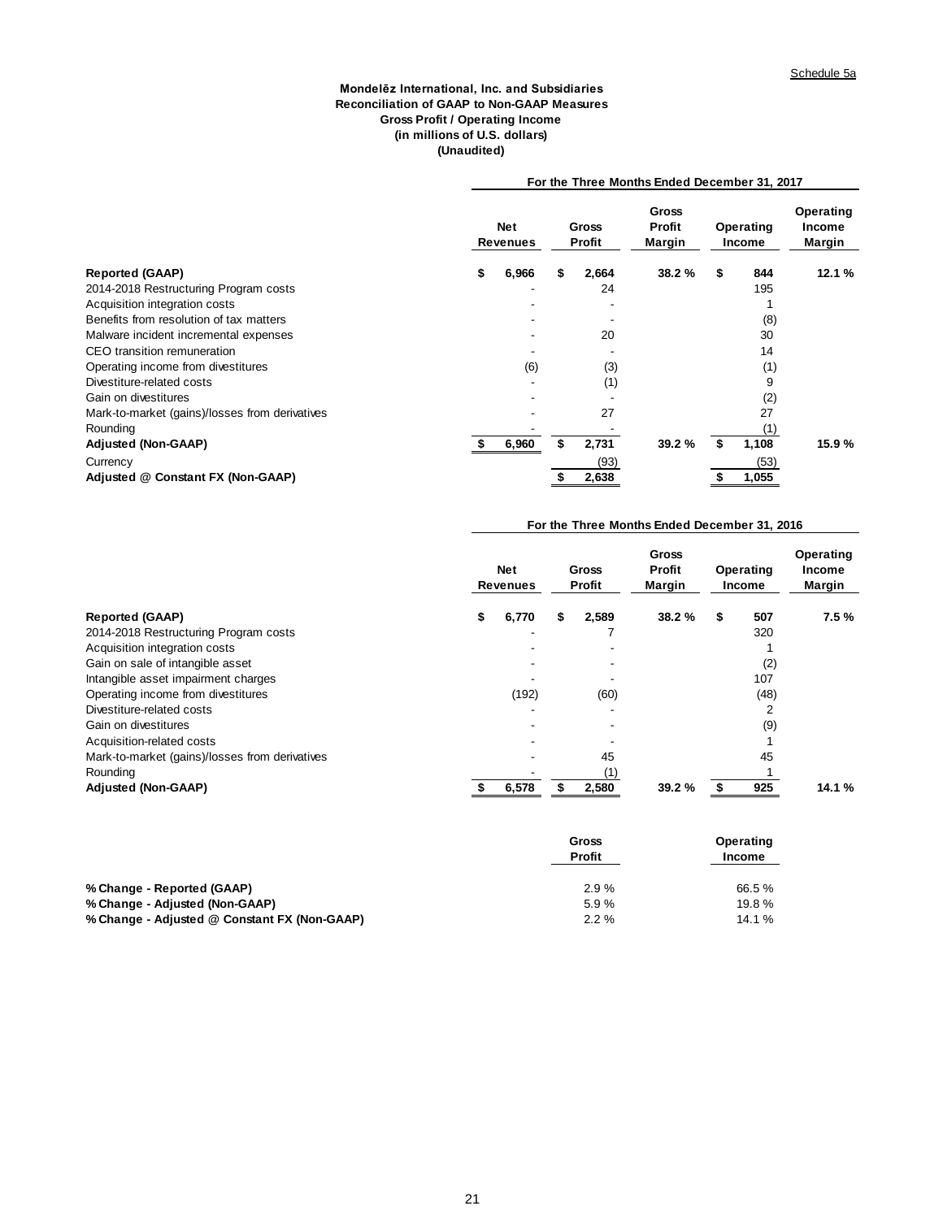Schedule 5a

**Mondelēz International, Inc. and Subsidiaries**
**Reconciliation of GAAP to Non-GAAP Measures**
**Gross Profit / Operating Income**
**(in millions of U.S. dollars)**
**(Unaudited)**

| | For the Three Months Ended December 31, 2017 | | | | |
|---|---|---|---|---|---|
| | Net Revenues | Gross Profit | Gross Profit Margin | Operating Income | Operating Income Margin |
| **Reported (GAAP)** | $ 6,966 | $ 2,664 | 38.2 % | $ 844 | 12.1 % |
| 2014-2018 Restructuring Program costs | - | 24 | | 195 | |
| Acquisition integration costs | - | - | | 1 | |
| Benefits from resolution of tax matters | - | - | | (8) | |
| Malware incident incremental expenses | - | 20 | | 30 | |
| CEO transition remuneration | - | - | | 14 | |
| Operating income from divestitures | (6) | (3) | | (1) | |
| Divestiture-related costs | - | (1) | | 9 | |
| Gain on divestitures | - | - | | (2) | |
| Mark-to-market (gains)/losses from derivatives | - | 27 | | 27 | |
| Rounding | - | - | | (1) | |
| **Adjusted (Non-GAAP)** | $ 6,960 | $ 2,731 | 39.2 % | $ 1,108 | 15.9 % |
| Currency | | (93) | | (53) | |
| **Adjusted @ Constant FX (Non-GAAP)** | | $ 2,638 | | $ 1,055 | |

| | For the Three Months Ended December 31, 2016 | | | | |
|---|---|---|---|---|---|
| | Net Revenues | Gross Profit | Gross Profit Margin | Operating Income | Operating Income Margin |
| **Reported (GAAP)** | $ 6,770 | $ 2,589 | 38.2 % | $ 507 | 7.5 % |
| 2014-2018 Restructuring Program costs | - | 7 | | 320 | |
| Acquisition integration costs | - | - | | 1 | |
| Gain on sale of intangible asset | - | - | | (2) | |
| Intangible asset impairment charges | - | - | | 107 | |
| Operating income from divestitures | (192) | (60) | | (48) | |
| Divestiture-related costs | - | - | | 2 | |
| Gain on divestitures | - | - | | (9) | |
| Acquisition-related costs | - | - | | 1 | |
| Mark-to-market (gains)/losses from derivatives | - | 45 | | 45 | |
| Rounding | - | (1) | | 1 | |
| **Adjusted (Non-GAAP)** | $ 6,578 | $ 2,580 | 39.2 % | $ 925 | 14.1 % |

| | Gross Profit | Operating Income |
|---|---|---|
| **% Change - Reported (GAAP)** | 2.9 % | 66.5 % |
| **% Change - Adjusted (Non-GAAP)** | 5.9 % | 19.8 % |
| **% Change - Adjusted @ Constant FX (Non-GAAP)** | 2.2 % | 14.1 % |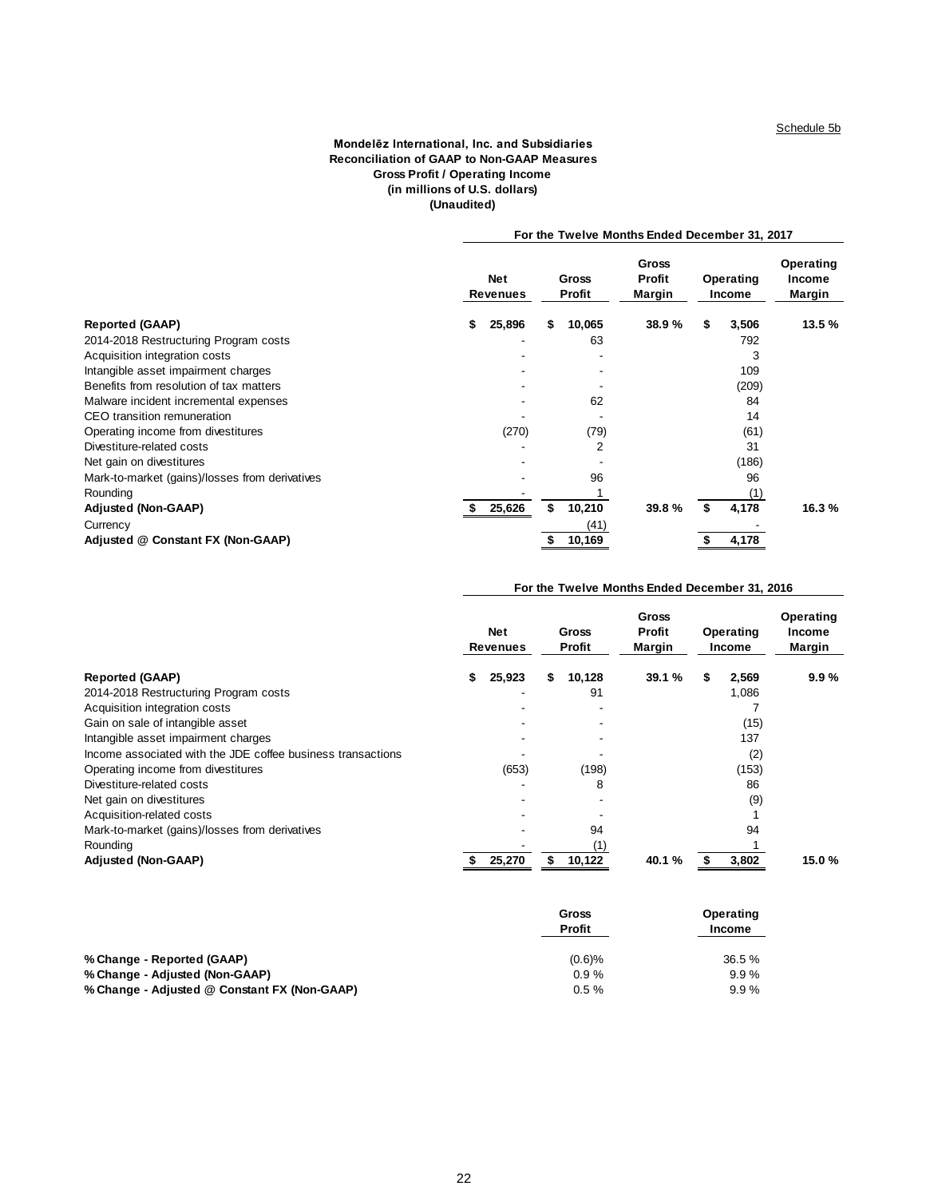Schedule 5b

**Mondelēz International, Inc. and Subsidiaries**
**Reconciliation of GAAP to Non-GAAP Measures**
**Gross Profit / Operating Income**
**(in millions of U.S. dollars)**
**(Unaudited)**

| | For the Twelve Months Ended December 31, 2017 | | | | |
|---|---|---|---|---|---|
| | **Net Revenues** | **Gross Profit** | **Gross Profit Margin** | **Operating Income** | **Operating Income Margin** |
| **Reported (GAAP)** | **$ 25,896** | **$ 10,065** | **38.9 %** | **$ 3,506** | **13.5 %** |
| 2014-2018 Restructuring Program costs | - | 63 | | 792 | |
| Acquisition integration costs | - | - | | 3 | |
| Intangible asset impairment charges | - | - | | 109 | |
| Benefits from resolution of tax matters | - | - | | (209) | |
| Malware incident incremental expenses | - | 62 | | 84 | |
| CEO transition remuneration | - | - | | 14 | |
| Operating income from divestitures | (270) | (79) | | (61) | |
| Divestiture-related costs | - | 2 | | 31 | |
| Net gain on divestitures | - | - | | (186) | |
| Mark-to-market (gains)/losses from derivatives | - | 96 | | 96 | |
| Rounding | - | 1 | | (1) | |
| **Adjusted (Non-GAAP)** | **$ 25,626** | **$ 10,210** | **39.8 %** | **$ 4,178** | **16.3 %** |
| Currency | | (41) | | - | |
| **Adjusted @ Constant FX (Non-GAAP)** | | **$ 10,169** | | **$ 4,178** | |

| | For the Twelve Months Ended December 31, 2016 | | | | |
|---|---|---|---|---|---|
| | **Net Revenues** | **Gross Profit** | **Gross Profit Margin** | **Operating Income** | **Operating Income Margin** |
| **Reported (GAAP)** | **$ 25,923** | **$ 10,128** | **39.1 %** | **$ 2,569** | **9.9 %** |
| 2014-2018 Restructuring Program costs | - | 91 | | 1,086 | |
| Acquisition integration costs | - | - | | 7 | |
| Gain on sale of intangible asset | - | - | | (15) | |
| Intangible asset impairment charges | - | - | | 137 | |
| Income associated with the JDE coffee business transactions | - | - | | (2) | |
| Operating income from divestitures | (653) | (198) | | (153) | |
| Divestiture-related costs | - | 8 | | 86 | |
| Net gain on divestitures | - | - | | (9) | |
| Acquisition-related costs | - | - | | 1 | |
| Mark-to-market (gains)/losses from derivatives | - | 94 | | 94 | |
| Rounding | - | (1) | | 1 | |
| **Adjusted (Non-GAAP)** | **$ 25,270** | **$ 10,122** | **40.1 %** | **$ 3,802** | **15.0 %** |

| | **Gross Profit** | **Operating Income** |
|---|---|---|
| **% Change - Reported (GAAP)** | (0.6)% | 36.5 % |
| **% Change - Adjusted (Non-GAAP)** | 0.9 % | 9.9 % |
| **% Change - Adjusted @ Constant FX (Non-GAAP)** | 0.5 % | 9.9 % |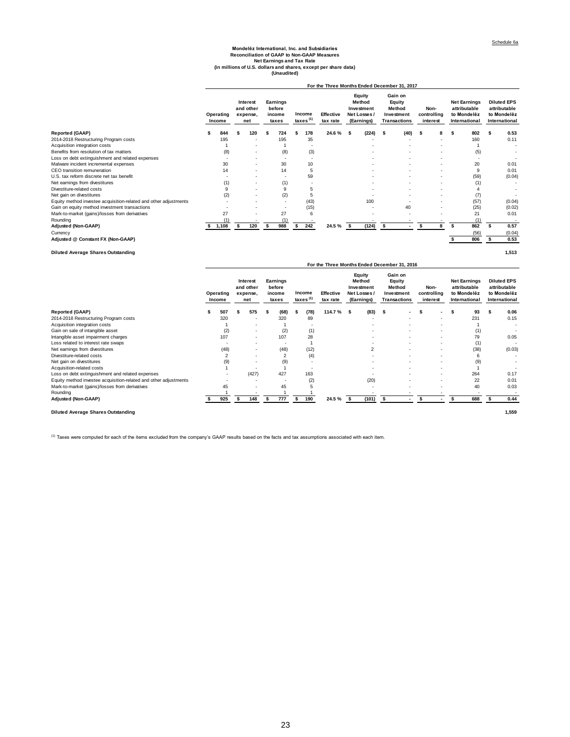Schedule 6a

**Mondelēz International, Inc. and Subsidiaries**
**Reconciliation of GAAP to Non-GAAP Measures**
**Net Earnings and Tax Rate**
**(in millions of U.S. dollars and shares, except per share data)**
**(Unaudited)**

| | For the Three Months Ended December 31, 2017 | | | | | | | | | |
|---|---|---|---|---|---|---|---|---|---|---|
| | Operating Income | Interest and other expense, net | Earnings before income taxes | Income taxes (1) | Effective tax rate | Equity Method Investment Net Losses / (Earnings) | Gain on Equity Method Investment Transactions | Non-controlling interest | Net Earnings attributable to Mondelēz International | Diluted EPS attributable to Mondelēz International |
| **Reported (GAAP)** | $ 844 | $ 120 | $ 724 | $ 178 | 24.6 % | $ (224) | $ (40) | $ 8 | $ 802 | $ 0.53 |
| 2014-2018 Restructuring Program costs | 195 | - | 195 | 35 | | - | - | - | 160 | 0.11 |
| Acquisition integration costs | 1 | - | 1 | - | | - | - | - | 1 | - |
| Benefits from resolution of tax matters | (8) | - | (8) | (3) | | - | - | - | (5) | - |
| Loss on debt extinguishment and related expenses | - | - | - | - | | - | - | - | - | - |
| Malware incident incremental expenses | 30 | - | 30 | 10 | | - | - | - | 20 | 0.01 |
| CEO transition remuneration | 14 | - | 14 | 5 | | - | - | - | 9 | 0.01 |
| U.S. tax reform discrete net tax benefit | - | - | - | 59 | | - | - | - | (59) | (0.04) |
| Net earnings from divestitures | (1) | - | (1) | - | | - | - | - | (1) | - |
| Divestiture-related costs | 9 | - | 9 | 5 | | - | - | - | 4 | - |
| Net gain on divestitures | (2) | - | (2) | 5 | | - | - | - | (7) | - |
| Equity method investee acquisition-related and other adjustments | - | - | - | (43) | | 100 | - | - | (57) | (0.04) |
| Gain on equity method investment transactions | - | - | - | (15) | | - | 40 | - | (25) | (0.02) |
| Mark-to-market (gains)/losses from derivatives | 27 | - | 27 | 6 | | - | - | - | 21 | 0.01 |
| Rounding | (1) | - | (1) | - | | - | - | - | (1) | - |
| **Adjusted (Non-GAAP)** | $ 1,108 | $ 120 | $ 988 | $ 242 | 24.5 % | $ (124) | $ - | $ 8 | $ 862 | $ 0.57 |
| Currency | | | | | | | | | (56) | (0.04) |
| **Adjusted @ Constant FX (Non-GAAP)** | | | | | | | | | $ 806 | $ 0.53 |
| | | | | | | | | | | |
| **Diluted Average Shares Outstanding** | | | | | | | | | | 1,513 |

| | For the Three Months Ended December 31, 2016 | | | | | | | | | |
|---|---|---|---|---|---|---|---|---|---|---|
| | Operating Income | Interest and other expense, net | Earnings before income taxes | Income taxes (1) | Effective tax rate | Equity Method Investment Net Losses / (Earnings) | Gain on Equity Method Investment Transactions | Non-controlling interest | Net Earnings attributable to Mondelēz International | Diluted EPS attributable to Mondelēz International |
| **Reported (GAAP)** | $ 507 | $ 575 | $ (68) | $ (78) | 114.7 % | $ (83) | $ - | $ - | $ 93 | $ 0.06 |
| 2014-2018 Restructuring Program costs | 320 | - | 320 | 89 | | - | - | - | 231 | 0.15 |
| Acquisition integration costs | 1 | - | 1 | - | | - | - | - | 1 | - |
| Gain on sale of intangible asset | (2) | - | (2) | (1) | | - | - | - | (1) | - |
| Intangible asset impairment charges | 107 | - | 107 | 28 | | - | - | - | 79 | 0.05 |
| Loss related to interest rate swaps | - | - | - | 1 | | - | - | - | (1) | - |
| Net earnings from divestitures | (48) | - | (48) | (12) | | 2 | - | - | (38) | (0.03) |
| Divestiture-related costs | 2 | - | 2 | (4) | | - | - | - | 6 | - |
| Net gain on divestitures | (9) | - | (9) | - | | - | - | - | (9) | - |
| Acquisition-related costs | 1 | - | 1 | - | | - | - | - | 1 | - |
| Loss on debt extinguishment and related expenses | - | (427) | 427 | 163 | | - | - | - | 264 | 0.17 |
| Equity method investee acquisition-related and other adjustments | - | - | - | (2) | | (20) | - | - | 22 | 0.01 |
| Mark-to-market (gains)/losses from derivatives | 45 | - | 45 | 5 | | - | - | - | 40 | 0.03 |
| Rounding | 1 | - | 1 | 1 | | - | - | - | - | - |
| **Adjusted (Non-GAAP)** | $ 925 | $ 148 | $ 777 | $ 190 | 24.5 % | $ (101) | $ - | $ - | $ 688 | $ 0.44 |
| | | | | | | | | | | |
| **Diluted Average Shares Outstanding** | | | | | | | | | | 1,559 |

(1) Taxes were computed for each of the items excluded from the company's GAAP results based on the facts and tax assumptions associated with each item.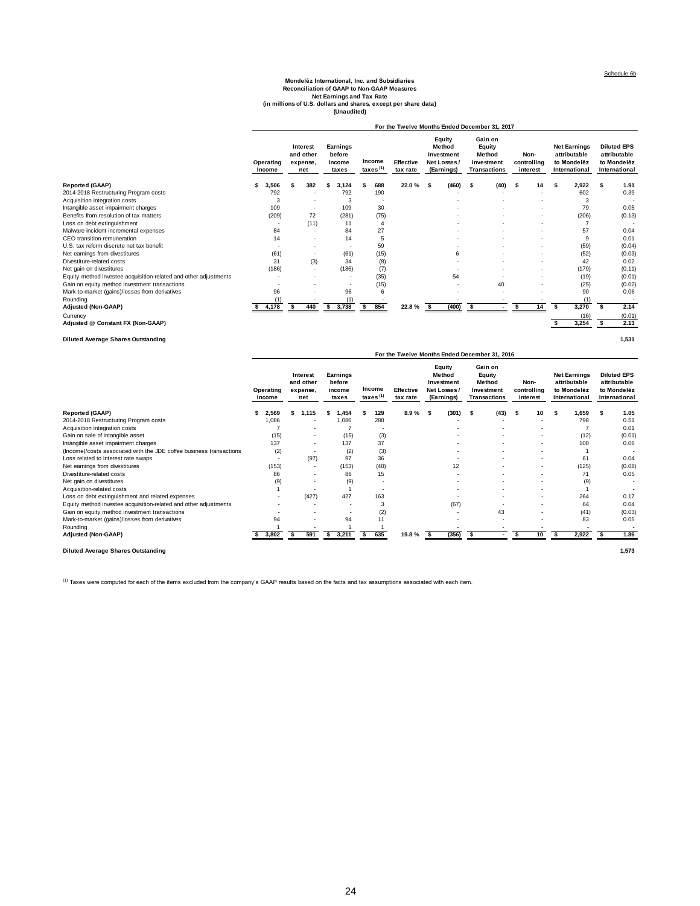Schedule 6b

**Mondelēz International, Inc. and Subsidiaries**
**Reconciliation of GAAP to Non-GAAP Measures**
**Net Earnings and Tax Rate**
**(in millions of U.S. dollars and shares, except per share data)**
**(Unaudited)**

| For the Twelve Months Ended December 31, 2017 | Operating Income | Interest and other expense, net | Earnings before income taxes | Income taxes [1] | Effective tax rate | Equity Method Investment Net Losses / (Earnings) | Gain on Equity Method Investment Transactions | Non-controlling interest | Net Earnings attributable to Mondelēz International | Diluted EPS attributable to Mondelēz International |
|---|---|---|---|---|---|---|---|---|---|---|
| **Reported (GAAP)** | $ 3,506 | $ 382 | $ 3,124 | $ 688 | 22.0 % | $ (460) | $ (40) | $ 14 | $ 2,922 | $ 1.91 |
| 2014-2018 Restructuring Program costs | 792 | - | 792 | 190 | | - | - | - | 602 | 0.39 |
| Acquisition integration costs | 3 | - | 3 | - | | - | - | - | 3 | - |
| Intangible asset impairment charges | 109 | - | 109 | 30 | | - | - | - | 79 | 0.05 |
| Benefits from resolution of tax matters | (209) | 72 | (281) | (75) | | - | - | - | (206) | (0.13) |
| Loss on debt extinguishment | - | (11) | 11 | 4 | | - | - | - | 7 | - |
| Malware incident incremental expenses | 84 | - | 84 | 27 | | - | - | - | 57 | 0.04 |
| CEO transition remuneration | 14 | - | 14 | 5 | | - | - | - | 9 | 0.01 |
| U.S. tax reform discrete net tax benefit | - | - | - | 59 | | - | - | - | (59) | (0.04) |
| Net earnings from divestitures | (61) | - | (61) | (15) | | 6 | - | - | (52) | (0.03) |
| Divestiture-related costs | 31 | (3) | 34 | (8) | | - | - | - | 42 | 0.02 |
| Net gain on divestitures | (186) | - | (186) | (7) | | - | - | - | (179) | (0.11) |
| Equity method investee acquisition-related and other adjustments | - | - | - | (35) | | 54 | - | - | (19) | (0.01) |
| Gain on equity method investment transactions | - | - | - | (15) | | - | 40 | - | (25) | (0.02) |
| Mark-to-market (gains)/losses from derivatives | 96 | - | 96 | 6 | | - | - | - | 90 | 0.06 |
| Rounding | (1) | - | (1) | - | | - | - | - | (1) | - |
| **Adjusted (Non-GAAP)** | $ 4,178 | $ 440 | $ 3,738 | $ 854 | 22.8 % | $ (400) | $ - | $ 14 | $ 3,270 | $ 2.14 |
| Currency | | | | | | | | | (16) | (0.01) |
| **Adjusted @ Constant FX (Non-GAAP)** | | | | | | | | | $ 3,254 | $ 2.13 |
| **Diluted Average Shares Outstanding** | | | | | | | | | | 1,531 |

| For the Twelve Months Ended December 31, 2016 | Operating Income | Interest and other expense, net | Earnings before income taxes | Income taxes [1] | Effective tax rate | Equity Method Investment Net Losses / (Earnings) | Gain on Equity Method Investment Transactions | Non-controlling interest | Net Earnings attributable to Mondelēz International | Diluted EPS attributable to Mondelēz International |
|---|---|---|---|---|---|---|---|---|---|---|
| **Reported (GAAP)** | $ 2,569 | $ 1,115 | $ 1,454 | $ 129 | 8.9 % | $ (301) | $ (43) | $ 10 | $ 1,659 | $ 1.05 |
| 2014-2018 Restructuring Program costs | 1,086 | - | 1,086 | 288 | | - | - | - | 798 | 0.51 |
| Acquisition integration costs | 7 | - | 7 | - | | - | - | - | 7 | 0.01 |
| Gain on sale of intangible asset | (15) | - | (15) | (3) | | - | - | - | (12) | (0.01) |
| Intangible asset impairment charges | 137 | - | 137 | 37 | | - | - | - | 100 | 0.06 |
| (Income)/costs associated with the JDE coffee business transactions | (2) | - | (2) | (3) | | - | - | - | 1 | - |
| Loss related to interest rate swaps | - | (97) | 97 | 36 | | - | - | - | 61 | 0.04 |
| Net earnings from divestitures | (153) | - | (153) | (40) | | 12 | - | - | (125) | (0.08) |
| Divestiture-related costs | 86 | - | 86 | 15 | | - | - | - | 71 | 0.05 |
| Net gain on divestitures | (9) | - | (9) | - | | - | - | - | (9) | - |
| Acquisition-related costs | 1 | - | 1 | - | | - | - | - | 1 | - |
| Loss on debt extinguishment and related expenses | - | (427) | 427 | 163 | | - | - | - | 264 | 0.17 |
| Equity method investee acquisition-related and other adjustments | - | - | - | 3 | | (67) | - | - | 64 | 0.04 |
| Gain on equity method investment transactions | - | - | - | (2) | | - | 43 | - | (41) | (0.03) |
| Mark-to-market (gains)/losses from derivatives | 94 | - | 94 | 11 | | - | - | - | 83 | 0.05 |
| Rounding | 1 | - | 1 | 1 | | - | - | - | - | - |
| **Adjusted (Non-GAAP)** | $ 3,802 | $ 591 | $ 3,211 | $ 635 | 19.8 % | $ (356) | $ - | $ 10 | $ 2,922 | $ 1.86 |
| **Diluted Average Shares Outstanding** | | | | | | | | | | 1,573 |

[1] Taxes were computed for each of the items excluded from the company's GAAP results based on the facts and tax assumptions associated with each item.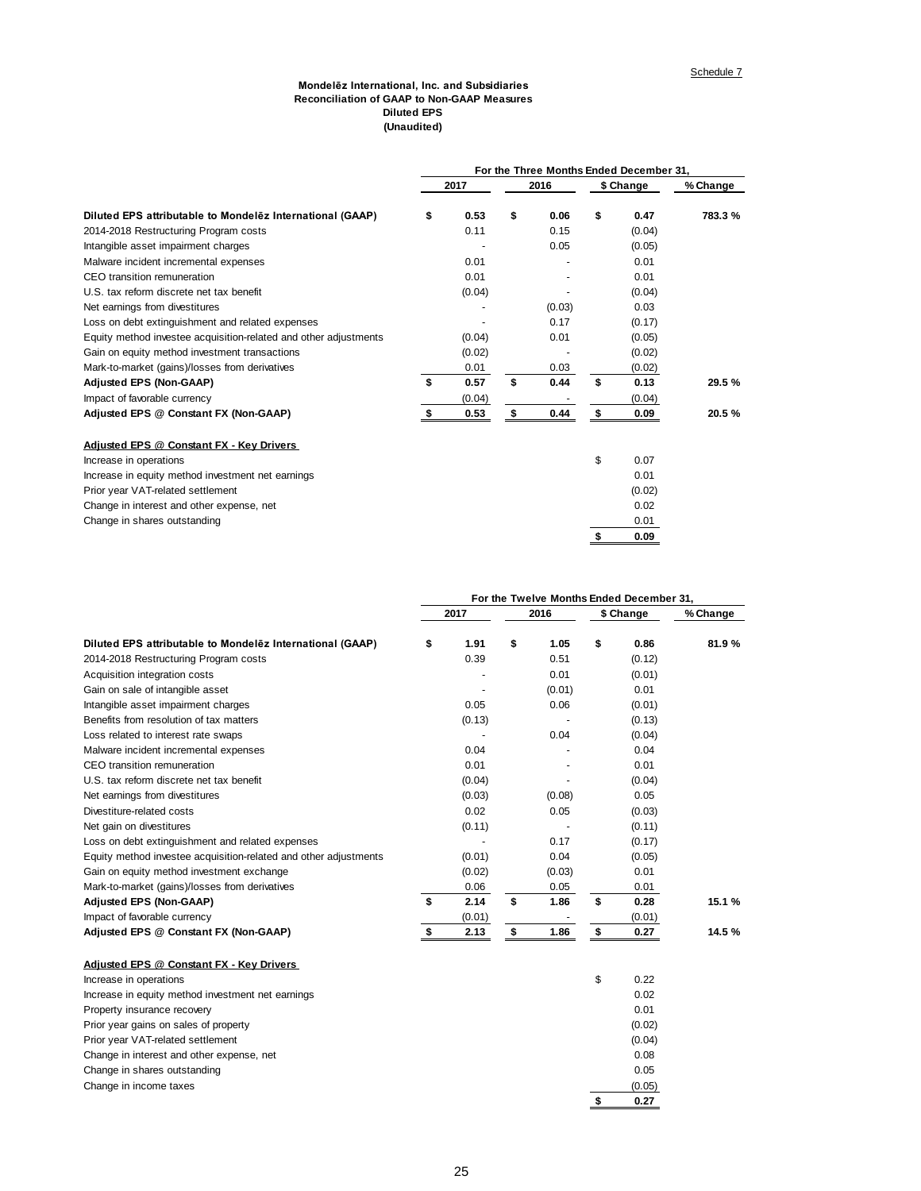Schedule 7

**Mondelēz International, Inc. and Subsidiaries**
**Reconciliation of GAAP to Non-GAAP Measures**
**Diluted EPS**
**(Unaudited)**

| | For the Three Months Ended December 31, | | | |
|---|---|---|---|---|
| | 2017 | 2016 | $ Change | % Change |
| **Diluted EPS attributable to Mondelēz International (GAAP)** | **$ 0.53** | **$ 0.06** | **$ 0.47** | **783.3 %** |
| 2014-2018 Restructuring Program costs | 0.11 | 0.15 | (0.04) | |
| Intangible asset impairment charges | - | 0.05 | (0.05) | |
| Malware incident incremental expenses | 0.01 | - | 0.01 | |
| CEO transition remuneration | 0.01 | - | 0.01 | |
| U.S. tax reform discrete net tax benefit | (0.04) | - | (0.04) | |
| Net earnings from divestitures | - | (0.03) | 0.03 | |
| Loss on debt extinguishment and related expenses | - | 0.17 | (0.17) | |
| Equity method investee acquisition-related and other adjustments | (0.04) | 0.01 | (0.05) | |
| Gain on equity method investment transactions | (0.02) | - | (0.02) | |
| Mark-to-market (gains)/losses from derivatives | 0.01 | 0.03 | (0.02) | |
| **Adjusted EPS (Non-GAAP)** | **$ 0.57** | **$ 0.44** | **$ 0.13** | **29.5 %** |
| Impact of favorable currency | (0.04) | - | (0.04) | |
| **Adjusted EPS @ Constant FX (Non-GAAP)** | **$ 0.53** | **$ 0.44** | **$ 0.09** | **20.5 %** |

**Adjusted EPS @ Constant FX - Key Drivers**

| | |
|---|---|
| Increase in operations | $ 0.07 |
| Increase in equity method investment net earnings | 0.01 |
| Prior year VAT-related settlement | (0.02) |
| Change in interest and other expense, net | 0.02 |
| Change in shares outstanding | 0.01 |
| | **$ 0.09** |

| | For the Twelve Months Ended December 31, | | | |
|---|---|---|---|---|
| | 2017 | 2016 | $ Change | % Change |
| **Diluted EPS attributable to Mondelēz International (GAAP)** | **$ 1.91** | **$ 1.05** | **$ 0.86** | **81.9 %** |
| 2014-2018 Restructuring Program costs | 0.39 | 0.51 | (0.12) | |
| Acquisition integration costs | - | 0.01 | (0.01) | |
| Gain on sale of intangible asset | - | (0.01) | 0.01 | |
| Intangible asset impairment charges | 0.05 | 0.06 | (0.01) | |
| Benefits from resolution of tax matters | (0.13) | - | (0.13) | |
| Loss related to interest rate swaps | - | 0.04 | (0.04) | |
| Malware incident incremental expenses | 0.04 | - | 0.04 | |
| CEO transition remuneration | 0.01 | - | 0.01 | |
| U.S. tax reform discrete net tax benefit | (0.04) | - | (0.04) | |
| Net earnings from divestitures | (0.03) | (0.08) | 0.05 | |
| Divestiture-related costs | 0.02 | 0.05 | (0.03) | |
| Net gain on divestitures | (0.11) | - | (0.11) | |
| Loss on debt extinguishment and related expenses | - | 0.17 | (0.17) | |
| Equity method investee acquisition-related and other adjustments | (0.01) | 0.04 | (0.05) | |
| Gain on equity method investment exchange | (0.02) | (0.03) | 0.01 | |
| Mark-to-market (gains)/losses from derivatives | 0.06 | 0.05 | 0.01 | |
| **Adjusted EPS (Non-GAAP)** | **$ 2.14** | **$ 1.86** | **$ 0.28** | **15.1 %** |
| Impact of favorable currency | (0.01) | - | (0.01) | |
| **Adjusted EPS @ Constant FX (Non-GAAP)** | **$ 2.13** | **$ 1.86** | **$ 0.27** | **14.5 %** |

**Adjusted EPS @ Constant FX - Key Drivers**

| | |
|---|---|
| Increase in operations | $ 0.22 |
| Increase in equity method investment net earnings | 0.02 |
| Property insurance recovery | 0.01 |
| Prior year gains on sales of property | (0.02) |
| Prior year VAT-related settlement | (0.04) |
| Change in interest and other expense, net | 0.08 |
| Change in shares outstanding | 0.05 |
| Change in income taxes | (0.05) |
| | **$ 0.27** |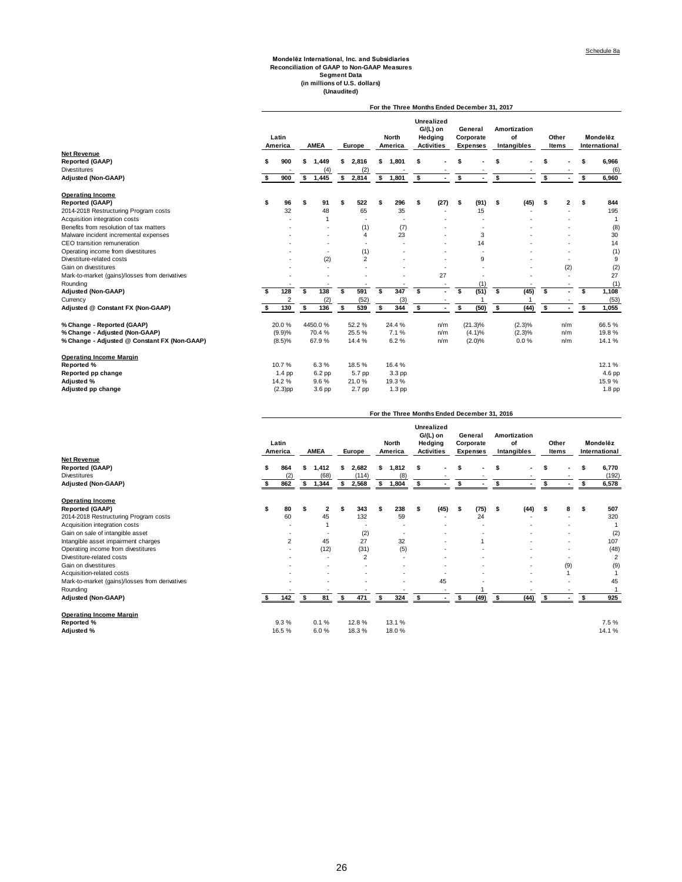Schedule 8a

**Mondelēz International, Inc. and Subsidiaries**
**Reconciliation of GAAP to Non-GAAP Measures**
**Segment Data**
**(in millions of U.S. dollars)**
**(Unaudited)**

**For the Three Months Ended December 31, 2017**

| | Latin America | AMEA | Europe | North America | Unrealized G/(L) on Hedging Activities | General Corporate Expenses | Amortization of Intangibles | Other Items | Mondelēz International |
|---|---|---|---|---|---|---|---|---|---|
| **Net Revenue** | | | | | | | | | |
| **Reported (GAAP)** | $ 900 | $ 1,449 | $ 2,816 | $ 1,801 | $ - | $ - | $ - | $ - | $ 6,966 |
| Divestitures | - | (4) | (2) | - | - | - | - | - | (6) |
| **Adjusted (Non-GAAP)** | $ 900 | $ 1,445 | $ 2,814 | $ 1,801 | $ - | $ - | $ - | $ - | $ 6,960 |
| **Operating Income** | | | | | | | | | |
| **Reported (GAAP)** | $ 96 | $ 91 | $ 522 | $ 296 | $ (27) | $ (91) | $ (45) | $ 2 | $ 844 |
| 2014-2018 Restructuring Program costs | 32 | 48 | 65 | 35 | - | 15 | - | - | 195 |
| Acquisition integration costs | - | 1 | - | - | - | - | - | - | 1 |
| Benefits from resolution of tax matters | - | - | (1) | (7) | - | - | - | - | (8) |
| Malware incident incremental expenses | - | - | 4 | 23 | - | 3 | - | - | 30 |
| CEO transition remuneration | - | - | - | - | - | 14 | - | - | 14 |
| Operating income from divestitures | - | - | (1) | - | - | - | - | - | (1) |
| Divestiture-related costs | - | (2) | 2 | - | - | 9 | - | - | 9 |
| Gain on divestitures | - | - | - | - | - | - | - | (2) | (2) |
| Mark-to-market (gains)/losses from derivatives | - | - | - | - | 27 | - | - | - | 27 |
| Rounding | - | - | - | - | - | (1) | - | - | (1) |
| **Adjusted (Non-GAAP)** | $ 128 | $ 138 | $ 591 | $ 347 | $ - | $ (51) | $ (45) | $ - | $ 1,108 |
| Currency | 2 | (2) | (52) | (3) | - | 1 | 1 | - | (53) |
| **Adjusted @ Constant FX (Non-GAAP)** | $ 130 | $ 136 | $ 539 | $ 344 | $ - | $ (50) | $ (44) | $ - | $ 1,055 |
| **% Change - Reported (GAAP)** | 20.0 % | 4450.0 % | 52.2 % | 24.4 % | n/m | (21.3)% | (2.3)% | n/m | 66.5 % |
| **% Change - Adjusted (Non-GAAP)** | (9.9)% | 70.4 % | 25.5 % | 7.1 % | n/m | (4.1)% | (2.3)% | n/m | 19.8 % |
| **% Change - Adjusted @ Constant FX (Non-GAAP)** | (8.5)% | 67.9 % | 14.4 % | 6.2 % | n/m | (2.0)% | 0.0 % | n/m | 14.1 % |
| **Operating Income Margin** | | | | | | | | | |
| **Reported %** | 10.7 % | 6.3 % | 18.5 % | 16.4 % | | | | | 12.1 % |
| **Reported pp change** | 1.4 pp | 6.2 pp | 5.7 pp | 3.3 pp | | | | | 4.6 pp |
| **Adjusted %** | 14.2 % | 9.6 % | 21.0 % | 19.3 % | | | | | 15.9 % |
| **Adjusted pp change** | (2.3)pp | 3.6 pp | 2.7 pp | 1.3 pp | | | | | 1.8 pp |

**For the Three Months Ended December 31, 2016**

| | Latin America | AMEA | Europe | North America | Unrealized G/(L) on Hedging Activities | General Corporate Expenses | Amortization of Intangibles | Other Items | Mondelēz International |
|---|---|---|---|---|---|---|---|---|---|
| **Net Revenue** | | | | | | | | | |
| **Reported (GAAP)** | $ 864 | $ 1,412 | $ 2,682 | $ 1,812 | $ - | $ - | $ - | $ - | $ 6,770 |
| Divestitures | (2) | (68) | (114) | (8) | - | - | - | - | (192) |
| **Adjusted (Non-GAAP)** | $ 862 | $ 1,344 | $ 2,568 | $ 1,804 | $ - | $ - | $ - | $ - | $ 6,578 |
| **Operating Income** | | | | | | | | | |
| **Reported (GAAP)** | $ 80 | $ 2 | $ 343 | $ 238 | $ (45) | $ (75) | $ (44) | $ 8 | $ 507 |
| 2014-2018 Restructuring Program costs | 60 | 45 | 132 | 59 | - | 24 | - | - | 320 |
| Acquisition integration costs | - | 1 | - | - | - | - | - | - | 1 |
| Gain on sale of intangible asset | - | - | (2) | - | - | - | - | - | (2) |
| Intangible asset impairment charges | 2 | 45 | 27 | 32 | - | 1 | - | - | 107 |
| Operating income from divestitures | - | (12) | (31) | (5) | - | - | - | - | (48) |
| Divestiture-related costs | - | - | 2 | - | - | - | - | - | 2 |
| Gain on divestitures | - | - | - | - | - | - | - | (9) | (9) |
| Acquisition-related costs | - | - | - | - | - | - | - | 1 | 1 |
| Mark-to-market (gains)/losses from derivatives | - | - | - | - | 45 | - | - | - | 45 |
| Rounding | - | - | - | - | - | 1 | - | - | 1 |
| **Adjusted (Non-GAAP)** | $ 142 | $ 81 | $ 471 | $ 324 | $ - | $ (49) | $ (44) | $ - | $ 925 |
| **Operating Income Margin** | | | | | | | | | |
| **Reported %** | 9.3 % | 0.1 % | 12.8 % | 13.1 % | | | | | 7.5 % |
| **Adjusted %** | 16.5 % | 6.0 % | 18.3 % | 18.0 % | | | | | 14.1 % |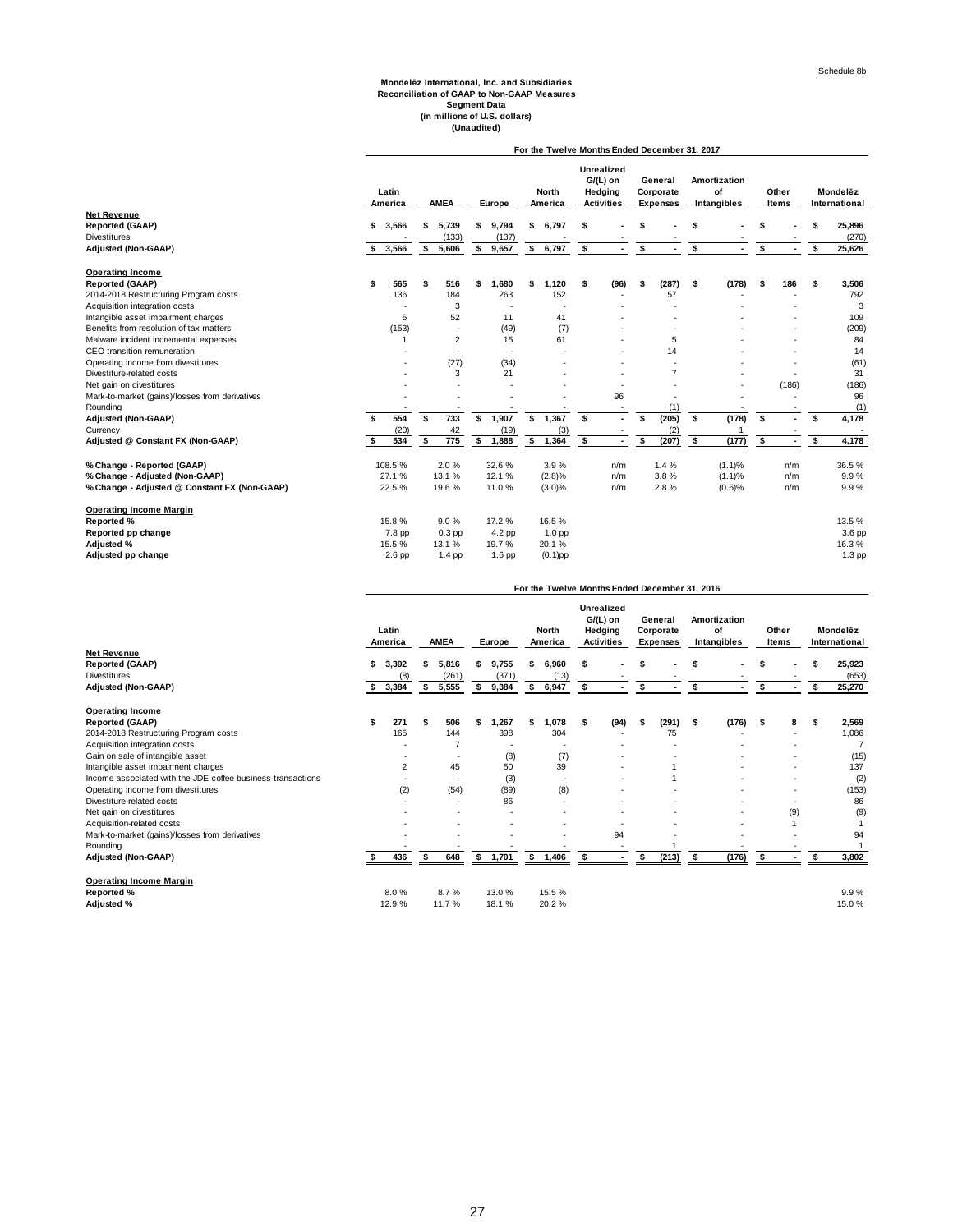Schedule 8b

**Mondelēz International, Inc. and Subsidiaries**
**Reconciliation of GAAP to Non-GAAP Measures**
**Segment Data**
**(in millions of U.S. dollars)**
**(Unaudited)**

| | For the Twelve Months Ended December 31, 2017 | | | | | | | | |
|---|---|---|---|---|---|---|---|---|---|
| | Latin America | AMEA | Europe | North America | Unrealized G/(L) on Hedging Activities | General Corporate Expenses | Amortization of Intangibles | Other Items | Mondelēz International |
| **Net Revenue** | | | | | | | | | |
| **Reported (GAAP)** | $ 3,566 | $ 5,739 | $ 9,794 | $ 6,797 | $ - | $ - | $ - | $ - | $ 25,896 |
| Divestitures | - | (133) | (137) | - | - | - | - | - | (270) |
| **Adjusted (Non-GAAP)** | $ 3,566 | $ 5,606 | $ 9,657 | $ 6,797 | $ - | $ - | $ - | $ - | $ 25,626 |
| **Operating Income** | | | | | | | | | |
| **Reported (GAAP)** | $ 565 | $ 516 | $ 1,680 | $ 1,120 | $ (96) | $ (287) | $ (178) | $ 186 | $ 3,506 |
| 2014-2018 Restructuring Program costs | 136 | 184 | 263 | 152 | - | 57 | - | - | 792 |
| Acquisition integration costs | - | 3 | - | - | - | - | - | - | 3 |
| Intangible asset impairment charges | 5 | 52 | 11 | 41 | - | - | - | - | 109 |
| Benefits from resolution of tax matters | (153) | - | (49) | (7) | - | - | - | - | (209) |
| Malware incident incremental expenses | 1 | 2 | 15 | 61 | - | 5 | - | - | 84 |
| CEO transition remuneration | - | - | - | - | - | 14 | - | - | 14 |
| Operating income from divestitures | - | (27) | (34) | - | - | - | - | - | (61) |
| Divestiture-related costs | - | 3 | 21 | - | - | 7 | - | - | 31 |
| Net gain on divestitures | - | - | - | - | - | - | - | (186) | (186) |
| Mark-to-market (gains)/losses from derivatives | - | - | - | - | 96 | - | - | - | 96 |
| Rounding | - | - | - | - | - | (1) | - | - | (1) |
| **Adjusted (Non-GAAP)** | $ 554 | $ 733 | $ 1,907 | $ 1,367 | $ - | $ (205) | $ (178) | $ - | $ 4,178 |
| Currency | (20) | 42 | (19) | (3) | - | (2) | 1 | - | - |
| **Adjusted @ Constant FX (Non-GAAP)** | $ 534 | $ 775 | $ 1,888 | $ 1,364 | $ - | $ (207) | $ (177) | $ - | $ 4,178 |
| **% Change - Reported (GAAP)** | 108.5 % | 2.0 % | 32.6 % | 3.9 % | n/m | 1.4 % | (1.1)% | n/m | 36.5 % |
| **% Change - Adjusted (Non-GAAP)** | 27.1 % | 13.1 % | 12.1 % | (2.8)% | n/m | 3.8 % | (1.1)% | n/m | 9.9 % |
| **% Change - Adjusted @ Constant FX (Non-GAAP)** | 22.5 % | 19.6 % | 11.0 % | (3.0)% | n/m | 2.8 % | (0.6)% | n/m | 9.9 % |
| **Operating Income Margin** | | | | | | | | | |
| **Reported %** | 15.8 % | 9.0 % | 17.2 % | 16.5 % | | | | | 13.5 % |
| **Reported pp change** | 7.8 pp | 0.3 pp | 4.2 pp | 1.0 pp | | | | | 3.6 pp |
| **Adjusted %** | 15.5 % | 13.1 % | 19.7 % | 20.1 % | | | | | 16.3 % |
| **Adjusted pp change** | 2.6 pp | 1.4 pp | 1.6 pp | (0.1)pp | | | | | 1.3 pp |

| | For the Twelve Months Ended December 31, 2016 | | | | | | | | |
|---|---|---|---|---|---|---|---|---|---|
| | Latin America | AMEA | Europe | North America | Unrealized G/(L) on Hedging Activities | General Corporate Expenses | Amortization of Intangibles | Other Items | Mondelēz International |
| **Net Revenue** | | | | | | | | | |
| **Reported (GAAP)** | $ 3,392 | $ 5,816 | $ 9,755 | $ 6,960 | $ - | $ - | $ - | $ - | $ 25,923 |
| Divestitures | (8) | (261) | (371) | (13) | - | - | - | - | (653) |
| **Adjusted (Non-GAAP)** | $ 3,384 | $ 5,555 | $ 9,384 | $ 6,947 | $ - | $ - | $ - | $ - | $ 25,270 |
| **Operating Income** | | | | | | | | | |
| **Reported (GAAP)** | $ 271 | $ 506 | $ 1,267 | $ 1,078 | $ (94) | $ (291) | $ (176) | $ 8 | $ 2,569 |
| 2014-2018 Restructuring Program costs | 165 | 144 | 398 | 304 | - | 75 | - | - | 1,086 |
| Acquisition integration costs | - | 7 | - | - | - | - | - | - | 7 |
| Gain on sale of intangible asset | - | - | (8) | (7) | - | - | - | - | (15) |
| Intangible asset impairment charges | 2 | 45 | 50 | 39 | - | 1 | - | - | 137 |
| Income associated with the JDE coffee business transactions | - | - | (3) | - | - | 1 | - | - | (2) |
| Operating income from divestitures | (2) | (54) | (89) | (8) | - | - | - | - | (153) |
| Divestiture-related costs | - | - | 86 | - | - | - | - | - | 86 |
| Net gain on divestitures | - | - | - | - | - | - | - | (9) | (9) |
| Acquisition-related costs | - | - | - | - | - | - | - | 1 | 1 |
| Mark-to-market (gains)/losses from derivatives | - | - | - | - | 94 | - | - | - | 94 |
| Rounding | - | - | - | - | - | 1 | - | - | 1 |
| **Adjusted (Non-GAAP)** | $ 436 | $ 648 | $ 1,701 | $ 1,406 | $ - | $ (213) | $ (176) | $ - | $ 3,802 |
| **Operating Income Margin** | | | | | | | | | |
| **Reported %** | 8.0 % | 8.7 % | 13.0 % | 15.5 % | | | | | 9.9 % |
| **Adjusted %** | 12.9 % | 11.7 % | 18.1 % | 20.2 % | | | | | 15.0 % |